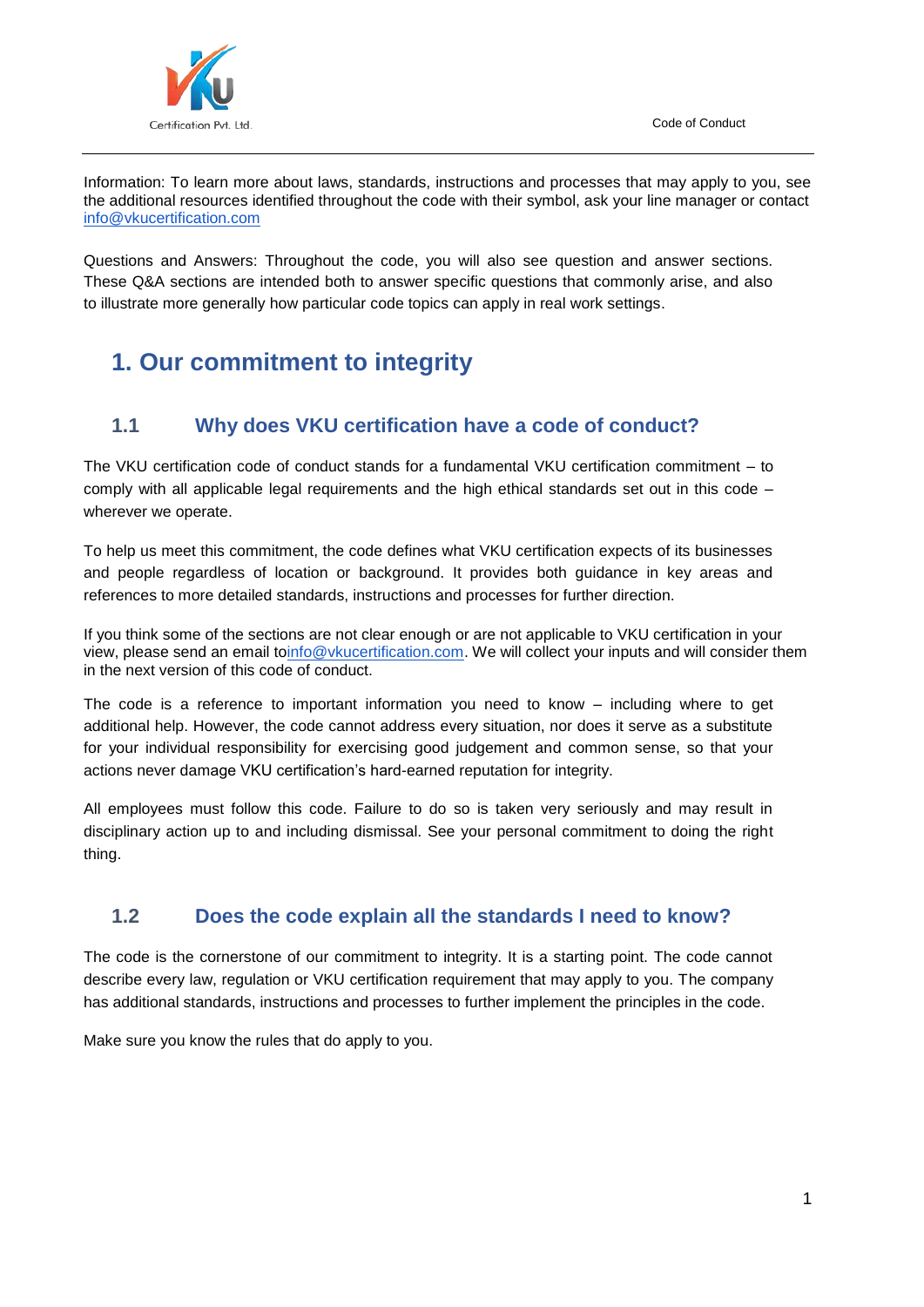Information: To learn more about laws, standards, instructions and processes that may apply to you, see the additional resources identified throughout the code with their symbol, ask your line manager or contact info@vkucertification.com

Questions and Answers: Throughout the code, you will also see question and answer sections. These Q&A sections are intended both to answer specific questions that commonly arise, and also to illustrate more generally how particular code topics can apply in real work settings.

# 1. Our commitment to integrity

## 1.1 Why does VKU certification have a code of conduct?

The VKU certification code of conduct stands for a fundamental VKU certification commitment – to comply with all applicable legal requirements and the high ethical standards set out in this code – wherever we operate.

To help us meet this commitment, the code defines what VKU certification expects of its businesses and people regardless of location or background. It provides both guidance in key areas and references to more detailed standards, instructions and processes for further direction.

If you think some of the sections are not clear enough or are not applicable to VKU certification in your view, please send an email toinfo@vkucertification.com. We will collect your inputs and will consider them in the next version of this code of conduct.

The code is a reference to important information you need to know – including where to get additional help. However, the code cannot address every situation, nor does it serve as a substitute for your individual responsibility for exercising good judgement and common sense, so that your actions never damage VKU certification's hard-earned reputation for integrity.

All employees must follow this code. Failure to do so is taken very seriously and may result in disciplinary action up to and including dismissal. See your personal commitment to doing the right thing.

## 1.2 Does the code explain all the standards I need to know?

The code is the cornerstone of our commitment to integrity. It is a starting point. The code cannot describe every law, regulation or VKU certification requirement that may apply to you. The company has additional standards, instructions and processes to further implement the principles in the code.

Make sure you know the rules that do apply to you.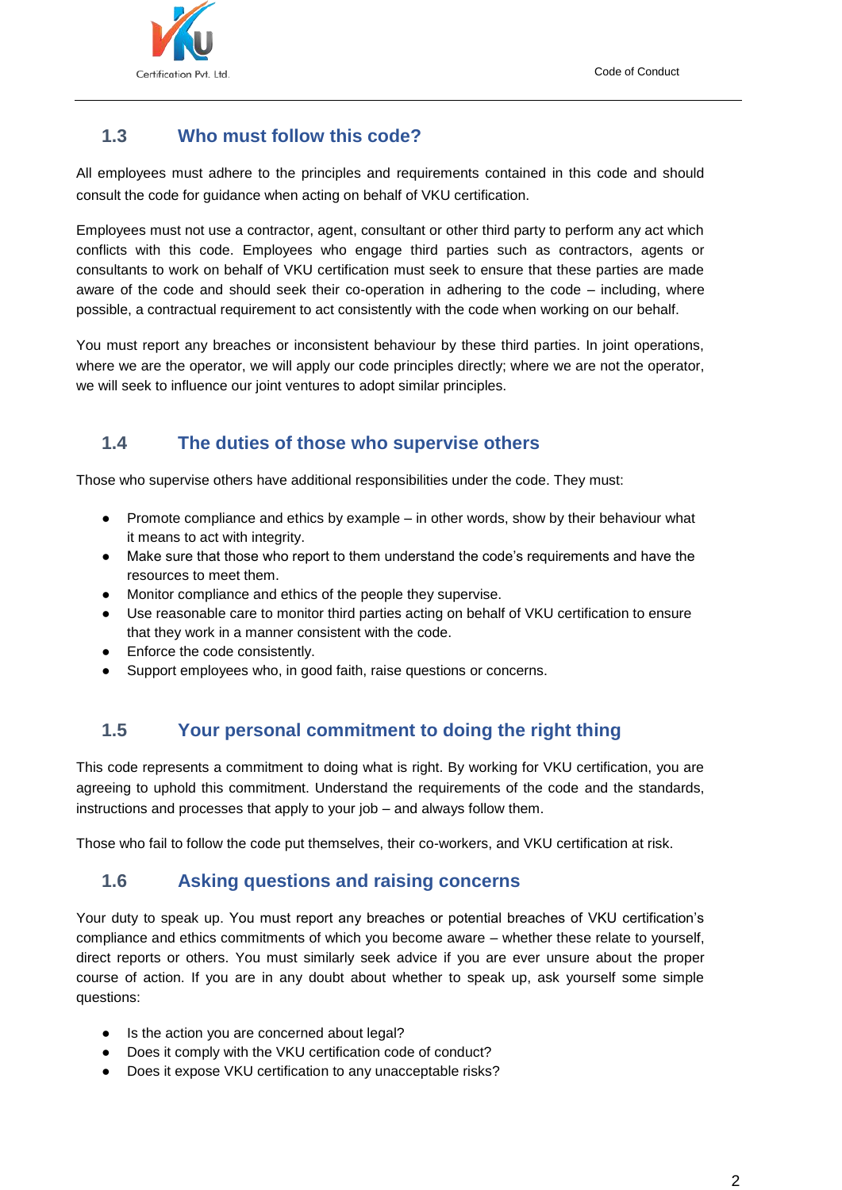## 1.3 Who must follow this code?

All employees must adhere to the principles and requirements contained in this code and should consult the code for guidance when acting on behalf of VKU certification.

Employees must not use a contractor, agent, consultant or other third party to perform any act which conflicts with this code. Employees who engage third parties such as contractors, agents or consultants to work on behalf of VKU certification must seek to ensure that these parties are made aware of the code and should seek their co-operation in adhering to the code – including, where possible, a contractual requirement to act consistently with the code when working on our behalf.

You must report any breaches or inconsistent behaviour by these third parties. In joint operations, where we are the operator, we will apply our code principles directly; where we are not the operator, we will seek to influence our joint ventures to adopt similar principles.

## 1.4 The duties of those who supervise others

Those who supervise others have additional responsibilities under the code. They must:

- Promote compliance and ethics by example – in other words, show by their behaviour what it means to act with integrity.
- Make sure that those who report to them understand the code's requirements and have the resources to meet them.
- Monitor compliance and ethics of the people they supervise.
- Use reasonable care to monitor third parties acting on behalf of VKU certification to ensure that they work in a manner consistent with the code.
- Enforce the code consistently.
- Support employees who, in good faith, raise questions or concerns.

## 1.5 Your personal commitment to doing the right thing

This code represents a commitment to doing what is right. By working for VKU certification, you are agreeing to uphold this commitment. Understand the requirements of the code and the standards, instructions and processes that apply to your job – and always follow them.

Those who fail to follow the code put themselves, their co-workers, and VKU certification at risk.

## 1.6 Asking questions and raising concerns

Your duty to speak up. You must report any breaches or potential breaches of VKU certification's compliance and ethics commitments of which you become aware – whether these relate to yourself, direct reports or others. You must similarly seek advice if you are ever unsure about the proper course of action. If you are in any doubt about whether to speak up, ask yourself some simple questions:

- Is the action you are concerned about legal?
- Does it comply with the VKU certification code of conduct?
- Does it expose VKU certification to any unacceptable risks?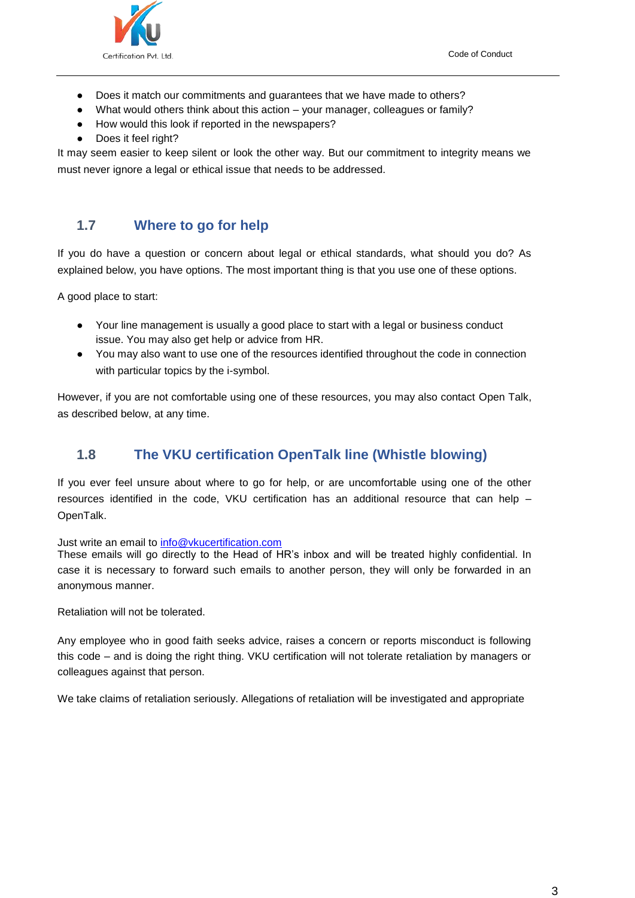- Does it match our commitments and guarantees that we have made to others?
- What would others think about this action – your manager, colleagues or family?
- How would this look if reported in the newspapers?
- Does it feel right?

It may seem easier to keep silent or look the other way. But our commitment to integrity means we must never ignore a legal or ethical issue that needs to be addressed.

## 1.7 Where to go for help

If you do have a question or concern about legal or ethical standards, what should you do? As explained below, you have options. The most important thing is that you use one of these options.

A good place to start:

- Your line management is usually a good place to start with a legal or business conduct issue. You may also get help or advice from HR.
- You may also want to use one of the resources identified throughout the code in connection with particular topics by the i-symbol.

However, if you are not comfortable using one of these resources, you may also contact Open Talk, as described below, at any time.

## 1.8 The VKU certification OpenTalk line (Whistle blowing)

If you ever feel unsure about where to go for help, or are uncomfortable using one of the other resources identified in the code, VKU certification has an additional resource that can help – OpenTalk.

Just write an email to info@vkucertification.com
These emails will go directly to the Head of HR's inbox and will be treated highly confidential. In case it is necessary to forward such emails to another person, they will only be forwarded in an anonymous manner.

Retaliation will not be tolerated.

Any employee who in good faith seeks advice, raises a concern or reports misconduct is following this code – and is doing the right thing. VKU certification will not tolerate retaliation by managers or colleagues against that person.

We take claims of retaliation seriously. Allegations of retaliation will be investigated and appropriate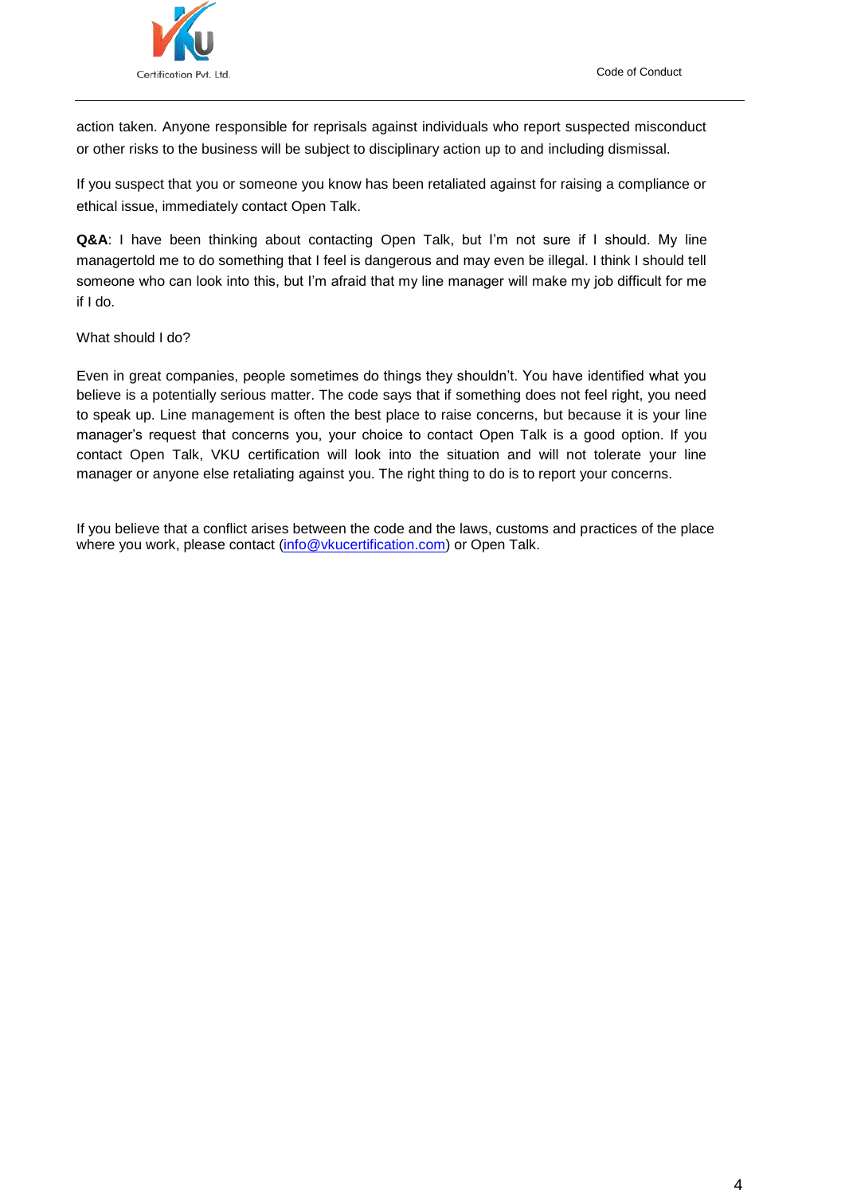action taken. Anyone responsible for reprisals against individuals who report suspected misconduct or other risks to the business will be subject to disciplinary action up to and including dismissal.

If you suspect that you or someone you know has been retaliated against for raising a compliance or ethical issue, immediately contact Open Talk.

**Q&A**: I have been thinking about contacting Open Talk, but I'm not sure if I should. My line managertold me to do something that I feel is dangerous and may even be illegal. I think I should tell someone who can look into this, but I'm afraid that my line manager will make my job difficult for me if I do.

What should I do?

Even in great companies, people sometimes do things they shouldn't. You have identified what you believe is a potentially serious matter. The code says that if something does not feel right, you need to speak up. Line management is often the best place to raise concerns, but because it is your line manager's request that concerns you, your choice to contact Open Talk is a good option. If you contact Open Talk, VKU certification will look into the situation and will not tolerate your line manager or anyone else retaliating against you. The right thing to do is to report your concerns.

If you believe that a conflict arises between the code and the laws, customs and practices of the place where you work, please contact (info@vkucertification.com) or Open Talk.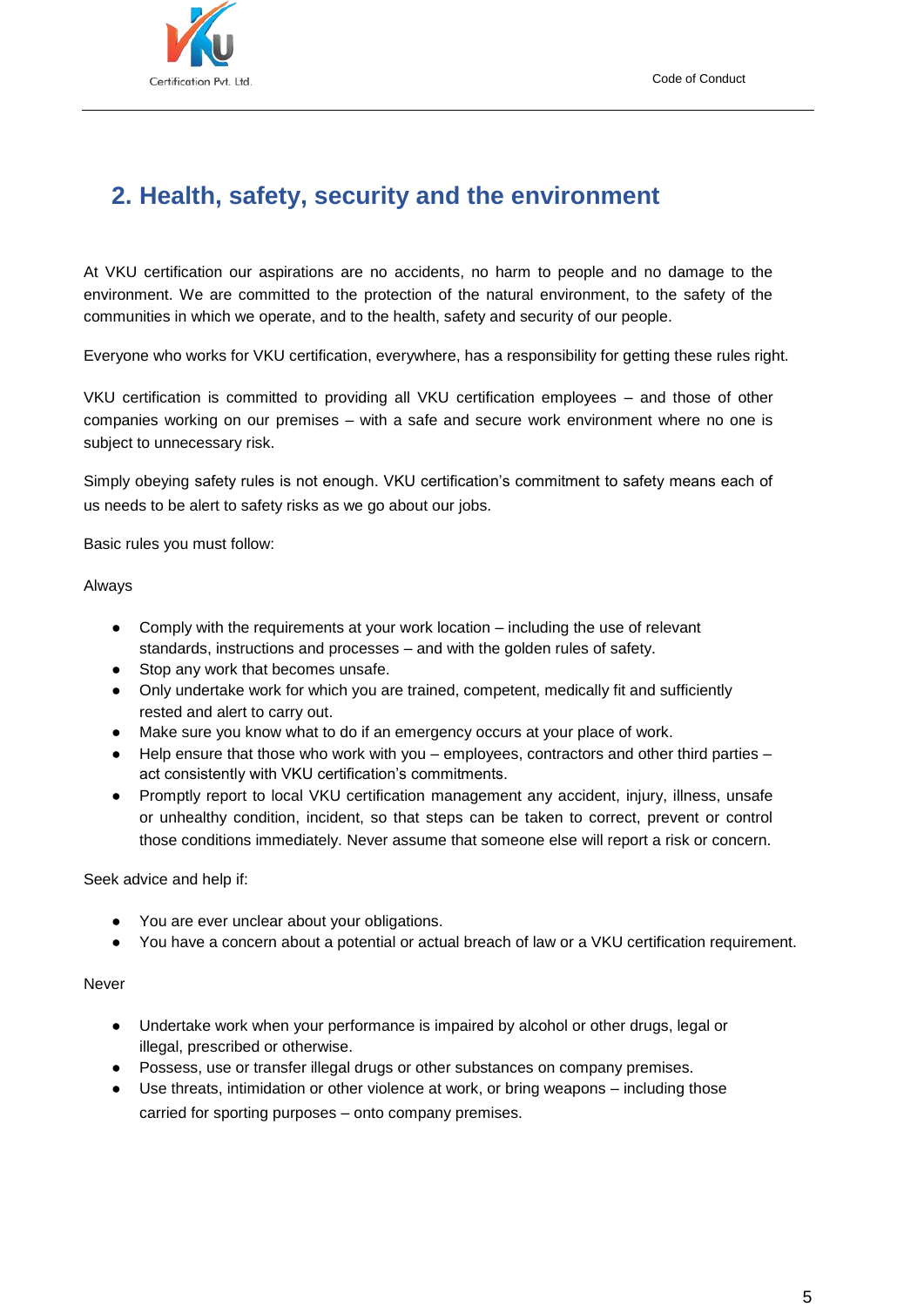## 2. Health, safety, security and the environment

At VKU certification our aspirations are no accidents, no harm to people and no damage to the environment. We are committed to the protection of the natural environment, to the safety of the communities in which we operate, and to the health, safety and security of our people.

Everyone who works for VKU certification, everywhere, has a responsibility for getting these rules right.

VKU certification is committed to providing all VKU certification employees – and those of other companies working on our premises – with a safe and secure work environment where no one is subject to unnecessary risk.

Simply obeying safety rules is not enough. VKU certification's commitment to safety means each of us needs to be alert to safety risks as we go about our jobs.

Basic rules you must follow:

Always

- Comply with the requirements at your work location – including the use of relevant standards, instructions and processes – and with the golden rules of safety.
- Stop any work that becomes unsafe.
- Only undertake work for which you are trained, competent, medically fit and sufficiently rested and alert to carry out.
- Make sure you know what to do if an emergency occurs at your place of work.
- Help ensure that those who work with you – employees, contractors and other third parties – act consistently with VKU certification's commitments.
- Promptly report to local VKU certification management any accident, injury, illness, unsafe or unhealthy condition, incident, so that steps can be taken to correct, prevent or control those conditions immediately. Never assume that someone else will report a risk or concern.

Seek advice and help if:

- You are ever unclear about your obligations.
- You have a concern about a potential or actual breach of law or a VKU certification requirement.

Never

- Undertake work when your performance is impaired by alcohol or other drugs, legal or illegal, prescribed or otherwise.
- Possess, use or transfer illegal drugs or other substances on company premises.
- Use threats, intimidation or other violence at work, or bring weapons – including those carried for sporting purposes – onto company premises.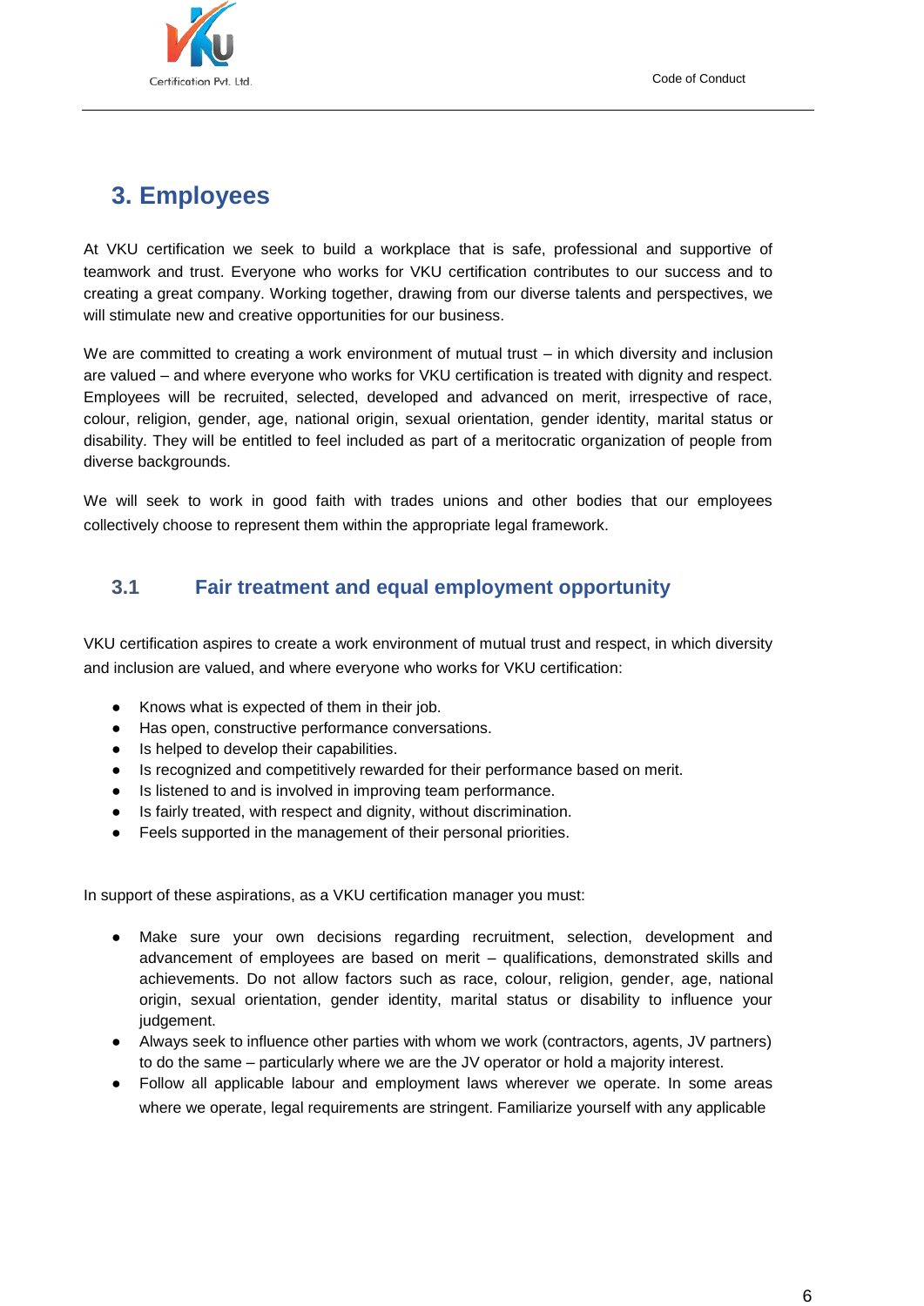# 3. Employees

At VKU certification we seek to build a workplace that is safe, professional and supportive of teamwork and trust. Everyone who works for VKU certification contributes to our success and to creating a great company. Working together, drawing from our diverse talents and perspectives, we will stimulate new and creative opportunities for our business.

We are committed to creating a work environment of mutual trust – in which diversity and inclusion are valued – and where everyone who works for VKU certification is treated with dignity and respect. Employees will be recruited, selected, developed and advanced on merit, irrespective of race, colour, religion, gender, age, national origin, sexual orientation, gender identity, marital status or disability. They will be entitled to feel included as part of a meritocratic organization of people from diverse backgrounds.

We will seek to work in good faith with trades unions and other bodies that our employees collectively choose to represent them within the appropriate legal framework.

## 3.1 Fair treatment and equal employment opportunity

VKU certification aspires to create a work environment of mutual trust and respect, in which diversity and inclusion are valued, and where everyone who works for VKU certification:

- Knows what is expected of them in their job.
- Has open, constructive performance conversations.
- Is helped to develop their capabilities.
- Is recognized and competitively rewarded for their performance based on merit.
- Is listened to and is involved in improving team performance.
- Is fairly treated, with respect and dignity, without discrimination.
- Feels supported in the management of their personal priorities.

In support of these aspirations, as a VKU certification manager you must:

- Make sure your own decisions regarding recruitment, selection, development and advancement of employees are based on merit – qualifications, demonstrated skills and achievements. Do not allow factors such as race, colour, religion, gender, age, national origin, sexual orientation, gender identity, marital status or disability to influence your judgement.
- Always seek to influence other parties with whom we work (contractors, agents, JV partners) to do the same – particularly where we are the JV operator or hold a majority interest.
- Follow all applicable labour and employment laws wherever we operate. In some areas where we operate, legal requirements are stringent. Familiarize yourself with any applicable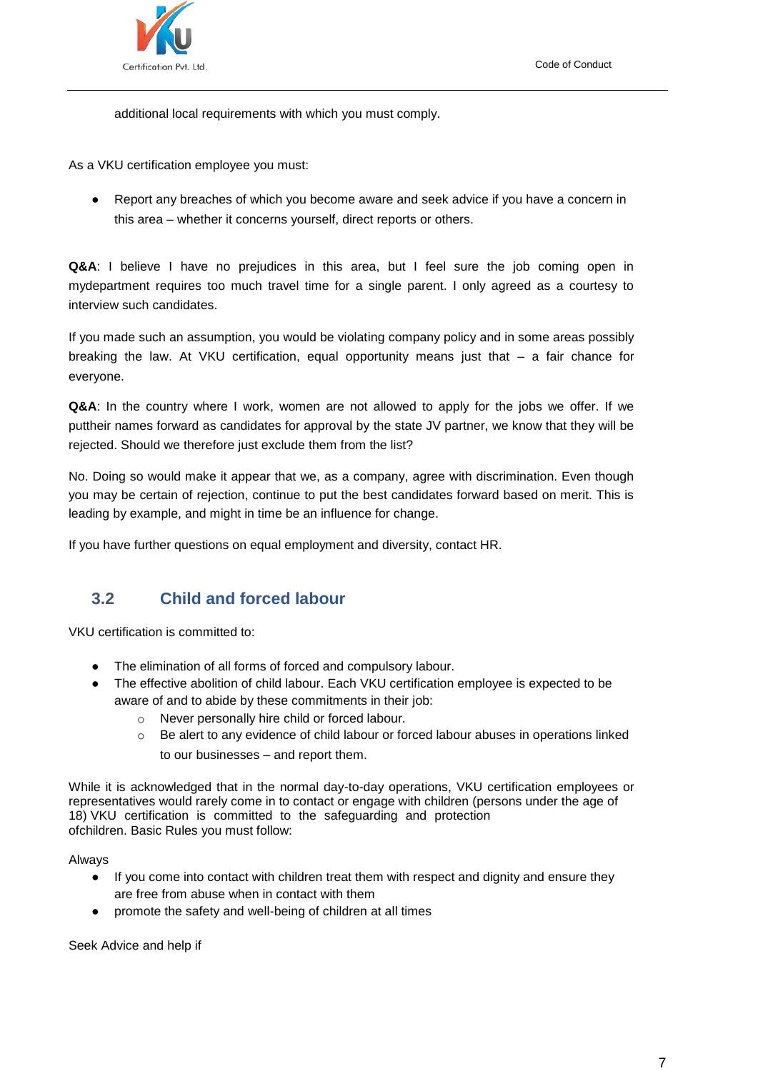additional local requirements with which you must comply.

As a VKU certification employee you must:

- Report any breaches of which you become aware and seek advice if you have a concern in this area – whether it concerns yourself, direct reports or others.

**Q&A**: I believe I have no prejudices in this area, but I feel sure the job coming open in mydepartment requires too much travel time for a single parent. I only agreed as a courtesy to interview such candidates.

If you made such an assumption, you would be violating company policy and in some areas possibly breaking the law. At VKU certification, equal opportunity means just that – a fair chance for everyone.

**Q&A**: In the country where I work, women are not allowed to apply for the jobs we offer. If we puttheir names forward as candidates for approval by the state JV partner, we know that they will be rejected. Should we therefore just exclude them from the list?

No. Doing so would make it appear that we, as a company, agree with discrimination. Even though you may be certain of rejection, continue to put the best candidates forward based on merit. This is leading by example, and might in time be an influence for change.

If you have further questions on equal employment and diversity, contact HR.

## 3.2 Child and forced labour

VKU certification is committed to:

- The elimination of all forms of forced and compulsory labour.
- The effective abolition of child labour. Each VKU certification employee is expected to be aware of and to abide by these commitments in their job:
  - Never personally hire child or forced labour.
  - Be alert to any evidence of child labour or forced labour abuses in operations linked to our businesses – and report them.

While it is acknowledged that in the normal day-to-day operations, VKU certification employees or representatives would rarely come in to contact or engage with children (persons under the age of 18) VKU certification is committed to the safeguarding and protection ofchildren. Basic Rules you must follow:

Always

- If you come into contact with children treat them with respect and dignity and ensure they are free from abuse when in contact with them
- promote the safety and well-being of children at all times

Seek Advice and help if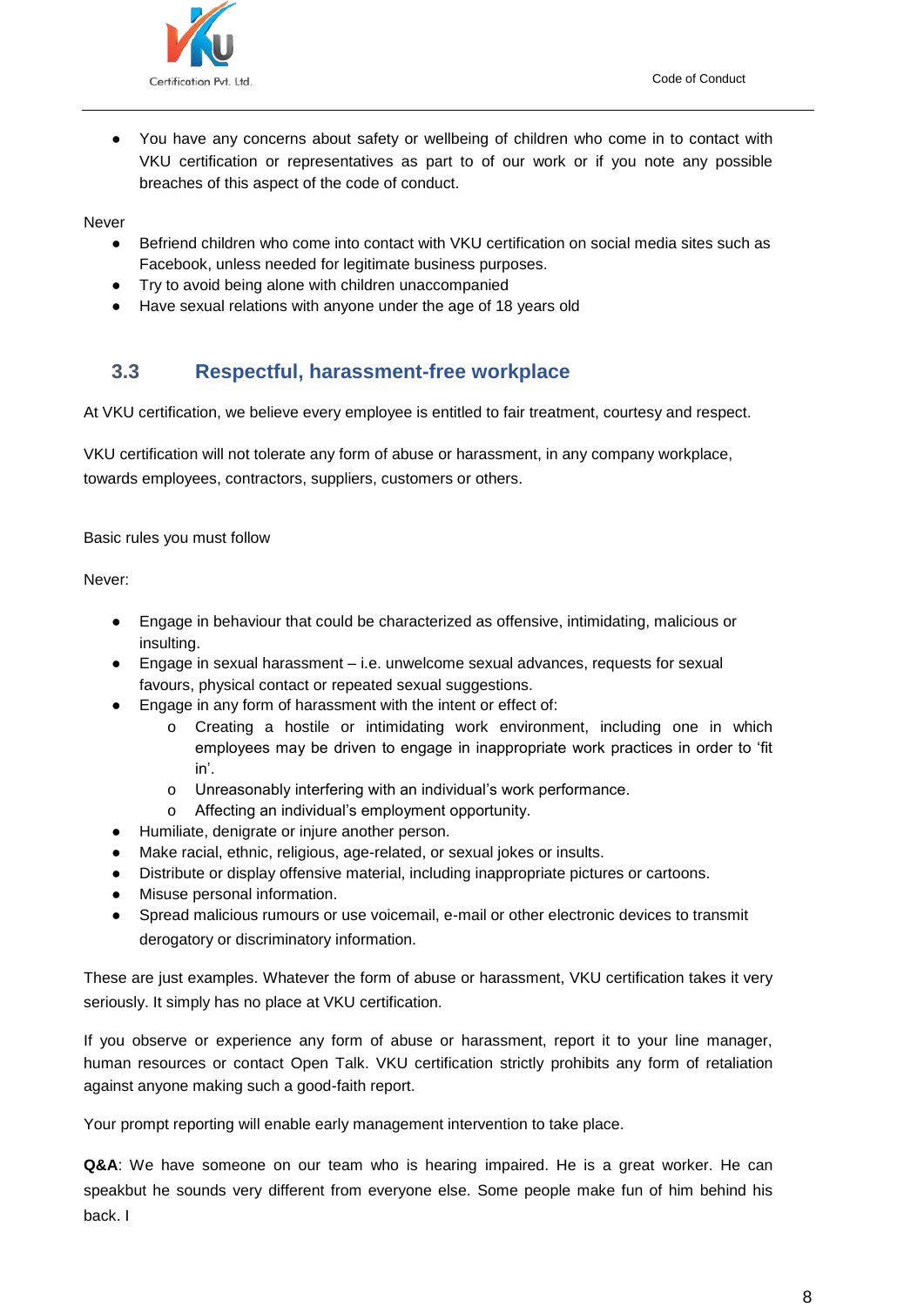- You have any concerns about safety or wellbeing of children who come in to contact with VKU certification or representatives as part to of our work or if you note any possible breaches of this aspect of the code of conduct.

Never

- Befriend children who come into contact with VKU certification on social media sites such as Facebook, unless needed for legitimate business purposes.
- Try to avoid being alone with children unaccompanied
- Have sexual relations with anyone under the age of 18 years old

## 3.3 Respectful, harassment-free workplace

At VKU certification, we believe every employee is entitled to fair treatment, courtesy and respect.

VKU certification will not tolerate any form of abuse or harassment, in any company workplace, towards employees, contractors, suppliers, customers or others.

Basic rules you must follow

Never:

- Engage in behaviour that could be characterized as offensive, intimidating, malicious or insulting.
- Engage in sexual harassment – i.e. unwelcome sexual advances, requests for sexual favours, physical contact or repeated sexual suggestions.
- Engage in any form of harassment with the intent or effect of:
  - Creating a hostile or intimidating work environment, including one in which employees may be driven to engage in inappropriate work practices in order to 'fit in'.
  - Unreasonably interfering with an individual's work performance.
  - Affecting an individual's employment opportunity.
- Humiliate, denigrate or injure another person.
- Make racial, ethnic, religious, age-related, or sexual jokes or insults.
- Distribute or display offensive material, including inappropriate pictures or cartoons.
- Misuse personal information.
- Spread malicious rumours or use voicemail, e-mail or other electronic devices to transmit derogatory or discriminatory information.

These are just examples. Whatever the form of abuse or harassment, VKU certification takes it very seriously. It simply has no place at VKU certification.

If you observe or experience any form of abuse or harassment, report it to your line manager, human resources or contact Open Talk. VKU certification strictly prohibits any form of retaliation against anyone making such a good-faith report.

Your prompt reporting will enable early management intervention to take place.

**Q&A**: We have someone on our team who is hearing impaired. He is a great worker. He can speakbut he sounds very different from everyone else. Some people make fun of him behind his back. I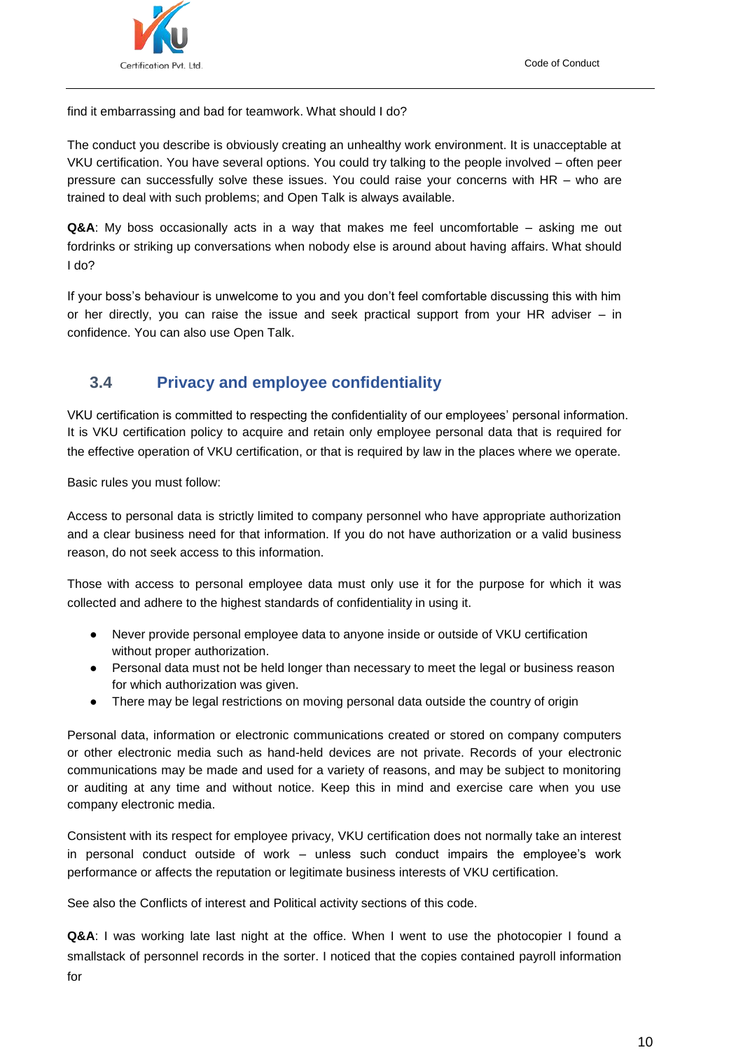find it embarrassing and bad for teamwork. What should I do?

The conduct you describe is obviously creating an unhealthy work environment. It is unacceptable at VKU certification. You have several options. You could try talking to the people involved – often peer pressure can successfully solve these issues. You could raise your concerns with HR – who are trained to deal with such problems; and Open Talk is always available.

**Q&A**: My boss occasionally acts in a way that makes me feel uncomfortable – asking me out fordrinks or striking up conversations when nobody else is around about having affairs. What should I do?

If your boss's behaviour is unwelcome to you and you don't feel comfortable discussing this with him or her directly, you can raise the issue and seek practical support from your HR adviser – in confidence. You can also use Open Talk.

## 3.4 Privacy and employee confidentiality

VKU certification is committed to respecting the confidentiality of our employees' personal information. It is VKU certification policy to acquire and retain only employee personal data that is required for the effective operation of VKU certification, or that is required by law in the places where we operate.

Basic rules you must follow:

Access to personal data is strictly limited to company personnel who have appropriate authorization and a clear business need for that information. If you do not have authorization or a valid business reason, do not seek access to this information.

Those with access to personal employee data must only use it for the purpose for which it was collected and adhere to the highest standards of confidentiality in using it.

- Never provide personal employee data to anyone inside or outside of VKU certification without proper authorization.
- Personal data must not be held longer than necessary to meet the legal or business reason for which authorization was given.
- There may be legal restrictions on moving personal data outside the country of origin

Personal data, information or electronic communications created or stored on company computers or other electronic media such as hand-held devices are not private. Records of your electronic communications may be made and used for a variety of reasons, and may be subject to monitoring or auditing at any time and without notice. Keep this in mind and exercise care when you use company electronic media.

Consistent with its respect for employee privacy, VKU certification does not normally take an interest in personal conduct outside of work – unless such conduct impairs the employee's work performance or affects the reputation or legitimate business interests of VKU certification.

See also the Conflicts of interest and Political activity sections of this code.

**Q&A**: I was working late last night at the office. When I went to use the photocopier I found a smallstack of personnel records in the sorter. I noticed that the copies contained payroll information for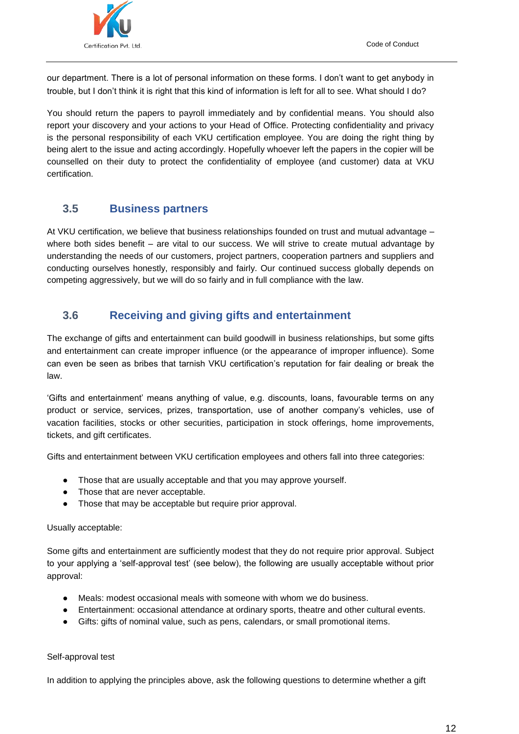our department. There is a lot of personal information on these forms. I don't want to get anybody in trouble, but I don't think it is right that this kind of information is left for all to see. What should I do?

You should return the papers to payroll immediately and by confidential means. You should also report your discovery and your actions to your Head of Office. Protecting confidentiality and privacy is the personal responsibility of each VKU certification employee. You are doing the right thing by being alert to the issue and acting accordingly. Hopefully whoever left the papers in the copier will be counselled on their duty to protect the confidentiality of employee (and customer) data at VKU certification.

## 3.5 Business partners

At VKU certification, we believe that business relationships founded on trust and mutual advantage – where both sides benefit – are vital to our success. We will strive to create mutual advantage by understanding the needs of our customers, project partners, cooperation partners and suppliers and conducting ourselves honestly, responsibly and fairly. Our continued success globally depends on competing aggressively, but we will do so fairly and in full compliance with the law.

## 3.6 Receiving and giving gifts and entertainment

The exchange of gifts and entertainment can build goodwill in business relationships, but some gifts and entertainment can create improper influence (or the appearance of improper influence). Some can even be seen as bribes that tarnish VKU certification's reputation for fair dealing or break the law.

'Gifts and entertainment' means anything of value, e.g. discounts, loans, favourable terms on any product or service, services, prizes, transportation, use of another company's vehicles, use of vacation facilities, stocks or other securities, participation in stock offerings, home improvements, tickets, and gift certificates.

Gifts and entertainment between VKU certification employees and others fall into three categories:

- Those that are usually acceptable and that you may approve yourself.
- Those that are never acceptable.
- Those that may be acceptable but require prior approval.

Usually acceptable:

Some gifts and entertainment are sufficiently modest that they do not require prior approval. Subject to your applying a 'self-approval test' (see below), the following are usually acceptable without prior approval:

- Meals: modest occasional meals with someone with whom we do business.
- Entertainment: occasional attendance at ordinary sports, theatre and other cultural events.
- Gifts: gifts of nominal value, such as pens, calendars, or small promotional items.

Self-approval test

In addition to applying the principles above, ask the following questions to determine whether a gift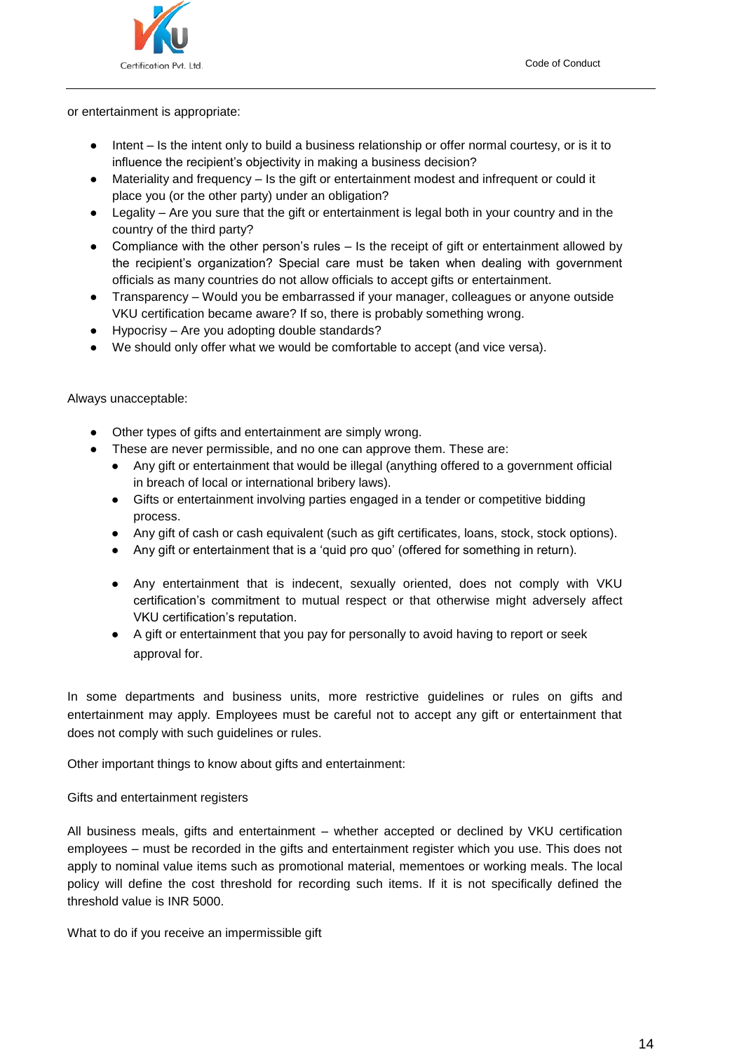or entertainment is appropriate:

- Intent – Is the intent only to build a business relationship or offer normal courtesy, or is it to influence the recipient's objectivity in making a business decision?
- Materiality and frequency – Is the gift or entertainment modest and infrequent or could it place you (or the other party) under an obligation?
- Legality – Are you sure that the gift or entertainment is legal both in your country and in the country of the third party?
- Compliance with the other person's rules – Is the receipt of gift or entertainment allowed by the recipient's organization? Special care must be taken when dealing with government officials as many countries do not allow officials to accept gifts or entertainment.
- Transparency – Would you be embarrassed if your manager, colleagues or anyone outside VKU certification became aware? If so, there is probably something wrong.
- Hypocrisy – Are you adopting double standards?
- We should only offer what we would be comfortable to accept (and vice versa).

Always unacceptable:

- Other types of gifts and entertainment are simply wrong.
- These are never permissible, and no one can approve them. These are:
  - Any gift or entertainment that would be illegal (anything offered to a government official in breach of local or international bribery laws).
  - Gifts or entertainment involving parties engaged in a tender or competitive bidding process.
  - Any gift of cash or cash equivalent (such as gift certificates, loans, stock, stock options).
  - Any gift or entertainment that is a 'quid pro quo' (offered for something in return).
  - Any entertainment that is indecent, sexually oriented, does not comply with VKU certification's commitment to mutual respect or that otherwise might adversely affect VKU certification's reputation.
  - A gift or entertainment that you pay for personally to avoid having to report or seek approval for.

In some departments and business units, more restrictive guidelines or rules on gifts and entertainment may apply. Employees must be careful not to accept any gift or entertainment that does not comply with such guidelines or rules.

Other important things to know about gifts and entertainment:

Gifts and entertainment registers

All business meals, gifts and entertainment – whether accepted or declined by VKU certification employees – must be recorded in the gifts and entertainment register which you use. This does not apply to nominal value items such as promotional material, mementoes or working meals. The local policy will define the cost threshold for recording such items. If it is not specifically defined the threshold value is INR 5000.

What to do if you receive an impermissible gift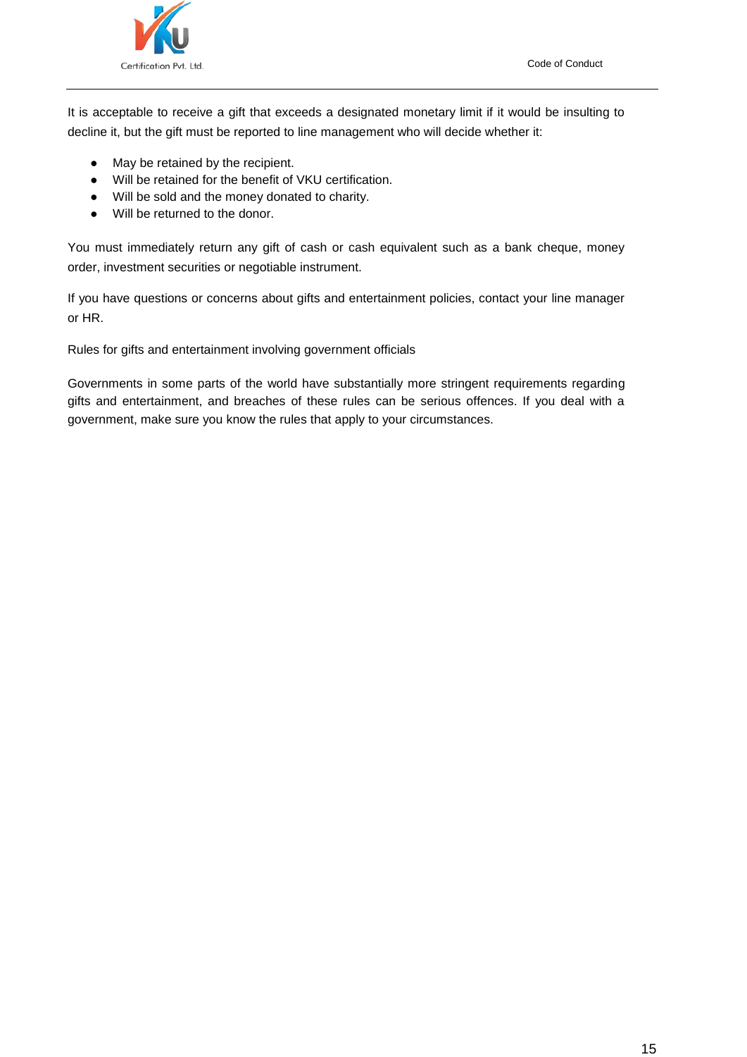It is acceptable to receive a gift that exceeds a designated monetary limit if it would be insulting to decline it, but the gift must be reported to line management who will decide whether it:

- May be retained by the recipient.
- Will be retained for the benefit of VKU certification.
- Will be sold and the money donated to charity.
- Will be returned to the donor.

You must immediately return any gift of cash or cash equivalent such as a bank cheque, money order, investment securities or negotiable instrument.

If you have questions or concerns about gifts and entertainment policies, contact your line manager or HR.

Rules for gifts and entertainment involving government officials

Governments in some parts of the world have substantially more stringent requirements regarding gifts and entertainment, and breaches of these rules can be serious offences. If you deal with a government, make sure you know the rules that apply to your circumstances.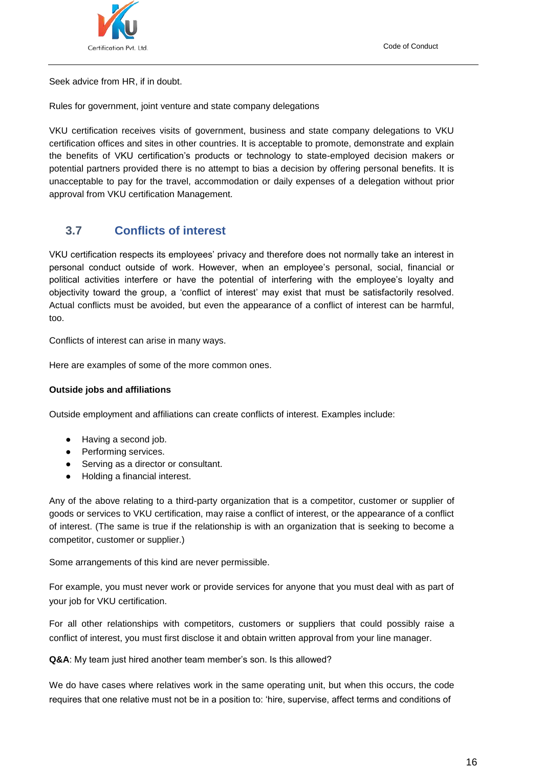Seek advice from HR, if in doubt.

Rules for government, joint venture and state company delegations

VKU certification receives visits of government, business and state company delegations to VKU certification offices and sites in other countries. It is acceptable to promote, demonstrate and explain the benefits of VKU certification's products or technology to state-employed decision makers or potential partners provided there is no attempt to bias a decision by offering personal benefits. It is unacceptable to pay for the travel, accommodation or daily expenses of a delegation without prior approval from VKU certification Management.

## 3.7 Conflicts of interest

VKU certification respects its employees' privacy and therefore does not normally take an interest in personal conduct outside of work. However, when an employee's personal, social, financial or political activities interfere or have the potential of interfering with the employee's loyalty and objectivity toward the group, a 'conflict of interest' may exist that must be satisfactorily resolved. Actual conflicts must be avoided, but even the appearance of a conflict of interest can be harmful, too.

Conflicts of interest can arise in many ways.

Here are examples of some of the more common ones.

**Outside jobs and affiliations**

Outside employment and affiliations can create conflicts of interest. Examples include:

- Having a second job.
- Performing services.
- Serving as a director or consultant.
- Holding a financial interest.

Any of the above relating to a third-party organization that is a competitor, customer or supplier of goods or services to VKU certification, may raise a conflict of interest, or the appearance of a conflict of interest. (The same is true if the relationship is with an organization that is seeking to become a competitor, customer or supplier.)

Some arrangements of this kind are never permissible.

For example, you must never work or provide services for anyone that you must deal with as part of your job for VKU certification.

For all other relationships with competitors, customers or suppliers that could possibly raise a conflict of interest, you must first disclose it and obtain written approval from your line manager.

**Q&A**: My team just hired another team member's son. Is this allowed?

We do have cases where relatives work in the same operating unit, but when this occurs, the code requires that one relative must not be in a position to: 'hire, supervise, affect terms and conditions of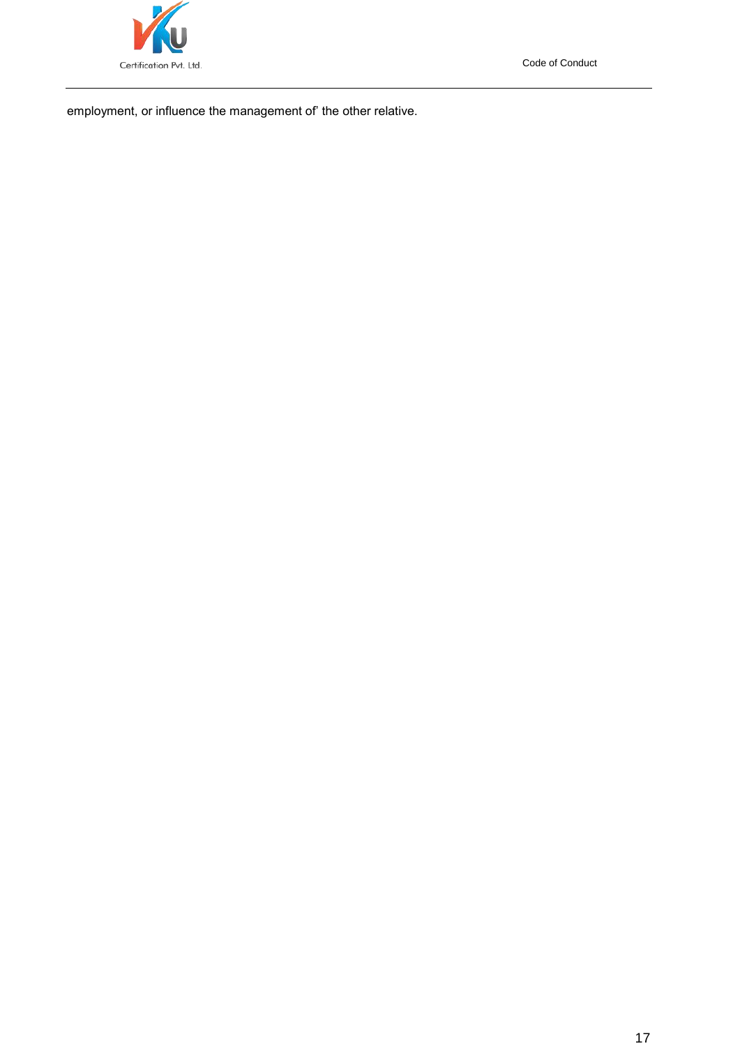employment, or influence the management of' the other relative.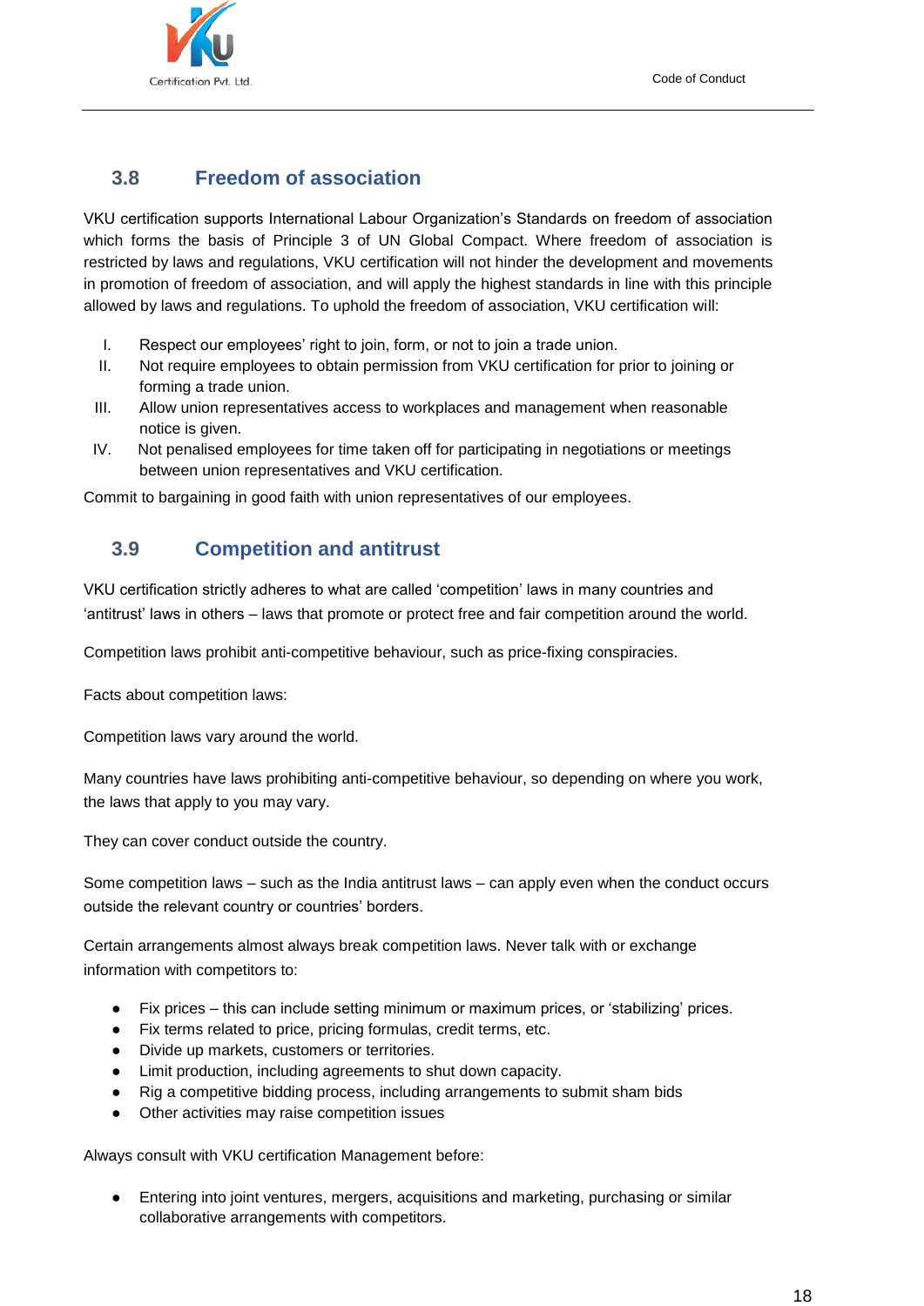## 3.8 Freedom of association

VKU certification supports International Labour Organization's Standards on freedom of association which forms the basis of Principle 3 of UN Global Compact. Where freedom of association is restricted by laws and regulations, VKU certification will not hinder the development and movements in promotion of freedom of association, and will apply the highest standards in line with this principle allowed by laws and regulations. To uphold the freedom of association, VKU certification will:

I. Respect our employees' right to join, form, or not to join a trade union.
II. Not require employees to obtain permission from VKU certification for prior to joining or forming a trade union.
III. Allow union representatives access to workplaces and management when reasonable notice is given.
IV. Not penalised employees for time taken off for participating in negotiations or meetings between union representatives and VKU certification.

Commit to bargaining in good faith with union representatives of our employees.

## 3.9 Competition and antitrust

VKU certification strictly adheres to what are called 'competition' laws in many countries and 'antitrust' laws in others – laws that promote or protect free and fair competition around the world.

Competition laws prohibit anti-competitive behaviour, such as price-fixing conspiracies.

Facts about competition laws:

Competition laws vary around the world.

Many countries have laws prohibiting anti-competitive behaviour, so depending on where you work, the laws that apply to you may vary.

They can cover conduct outside the country.

Some competition laws – such as the India antitrust laws – can apply even when the conduct occurs outside the relevant country or countries' borders.

Certain arrangements almost always break competition laws. Never talk with or exchange information with competitors to:

- Fix prices – this can include setting minimum or maximum prices, or 'stabilizing' prices.
- Fix terms related to price, pricing formulas, credit terms, etc.
- Divide up markets, customers or territories.
- Limit production, including agreements to shut down capacity.
- Rig a competitive bidding process, including arrangements to submit sham bids
- Other activities may raise competition issues

Always consult with VKU certification Management before:

- Entering into joint ventures, mergers, acquisitions and marketing, purchasing or similar collaborative arrangements with competitors.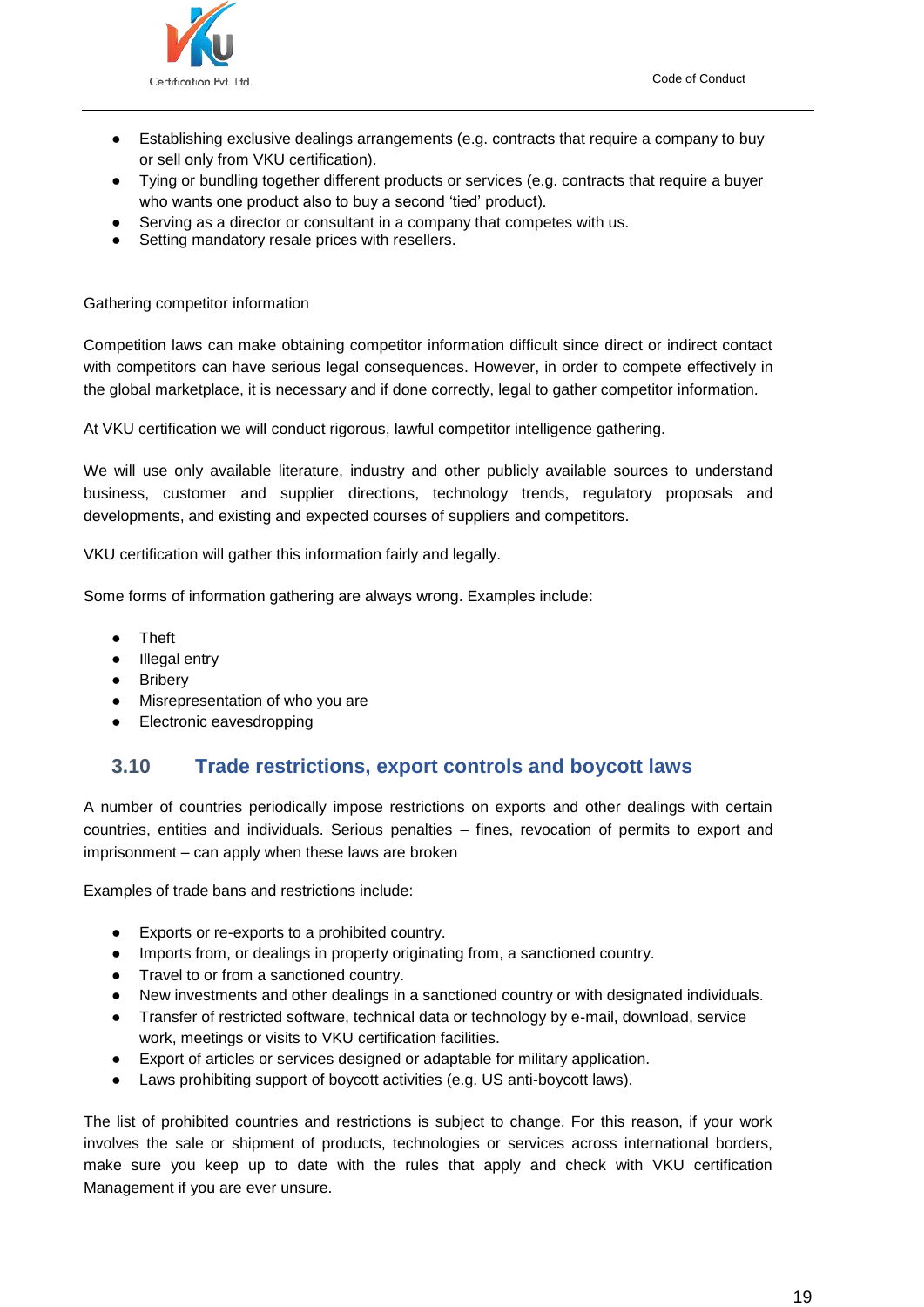- Establishing exclusive dealings arrangements (e.g. contracts that require a company to buy or sell only from VKU certification).
- Tying or bundling together different products or services (e.g. contracts that require a buyer who wants one product also to buy a second 'tied' product).
- Serving as a director or consultant in a company that competes with us.
- Setting mandatory resale prices with resellers.

Gathering competitor information

Competition laws can make obtaining competitor information difficult since direct or indirect contact with competitors can have serious legal consequences. However, in order to compete effectively in the global marketplace, it is necessary and if done correctly, legal to gather competitor information.

At VKU certification we will conduct rigorous, lawful competitor intelligence gathering.

We will use only available literature, industry and other publicly available sources to understand business, customer and supplier directions, technology trends, regulatory proposals and developments, and existing and expected courses of suppliers and competitors.

VKU certification will gather this information fairly and legally.

Some forms of information gathering are always wrong. Examples include:

- Theft
- Illegal entry
- Bribery
- Misrepresentation of who you are
- Electronic eavesdropping

## 3.10 Trade restrictions, export controls and boycott laws

A number of countries periodically impose restrictions on exports and other dealings with certain countries, entities and individuals. Serious penalties – fines, revocation of permits to export and imprisonment – can apply when these laws are broken

Examples of trade bans and restrictions include:

- Exports or re-exports to a prohibited country.
- Imports from, or dealings in property originating from, a sanctioned country.
- Travel to or from a sanctioned country.
- New investments and other dealings in a sanctioned country or with designated individuals.
- Transfer of restricted software, technical data or technology by e-mail, download, service work, meetings or visits to VKU certification facilities.
- Export of articles or services designed or adaptable for military application.
- Laws prohibiting support of boycott activities (e.g. US anti-boycott laws).

The list of prohibited countries and restrictions is subject to change. For this reason, if your work involves the sale or shipment of products, technologies or services across international borders, make sure you keep up to date with the rules that apply and check with VKU certification Management if you are ever unsure.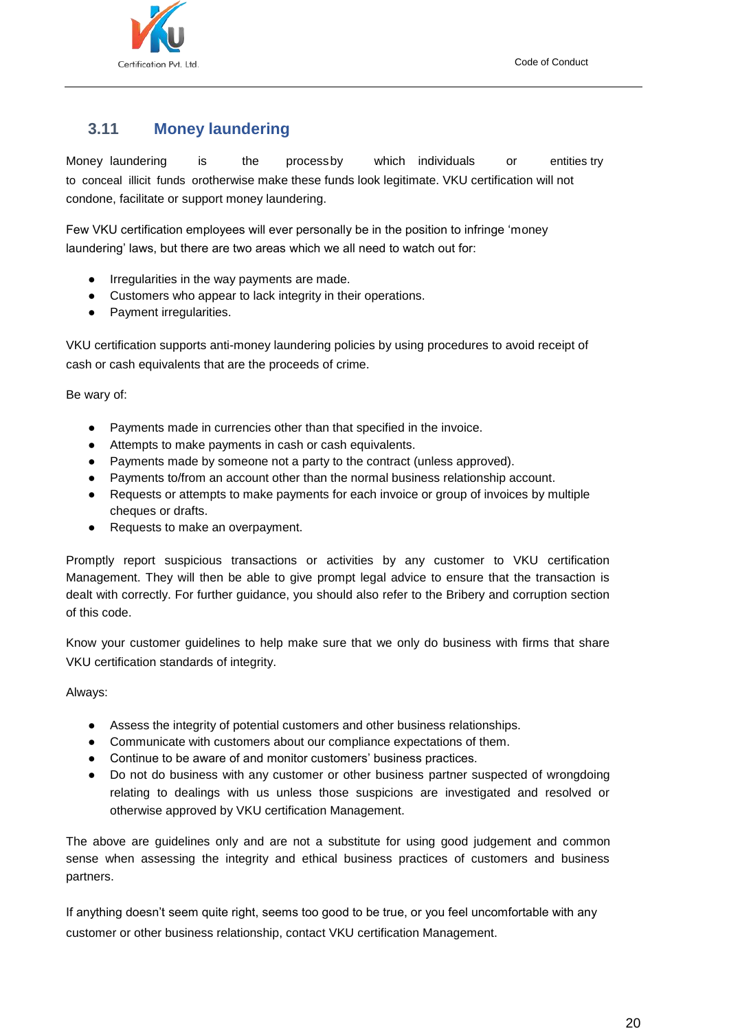## 3.11 Money laundering

Money laundering is the process by which individuals or entities try to conceal illicit funds orotherwise make these funds look legitimate. VKU certification will not condone, facilitate or support money laundering.

Few VKU certification employees will ever personally be in the position to infringe 'money laundering' laws, but there are two areas which we all need to watch out for:

- Irregularities in the way payments are made.
- Customers who appear to lack integrity in their operations.
- Payment irregularities.

VKU certification supports anti-money laundering policies by using procedures to avoid receipt of cash or cash equivalents that are the proceeds of crime.

Be wary of:

- Payments made in currencies other than that specified in the invoice.
- Attempts to make payments in cash or cash equivalents.
- Payments made by someone not a party to the contract (unless approved).
- Payments to/from an account other than the normal business relationship account.
- Requests or attempts to make payments for each invoice or group of invoices by multiple cheques or drafts.
- Requests to make an overpayment.

Promptly report suspicious transactions or activities by any customer to VKU certification Management. They will then be able to give prompt legal advice to ensure that the transaction is dealt with correctly. For further guidance, you should also refer to the Bribery and corruption section of this code.

Know your customer guidelines to help make sure that we only do business with firms that share VKU certification standards of integrity.

Always:

- Assess the integrity of potential customers and other business relationships.
- Communicate with customers about our compliance expectations of them.
- Continue to be aware of and monitor customers' business practices.
- Do not do business with any customer or other business partner suspected of wrongdoing relating to dealings with us unless those suspicions are investigated and resolved or otherwise approved by VKU certification Management.

The above are guidelines only and are not a substitute for using good judgement and common sense when assessing the integrity and ethical business practices of customers and business partners.

If anything doesn't seem quite right, seems too good to be true, or you feel uncomfortable with any customer or other business relationship, contact VKU certification Management.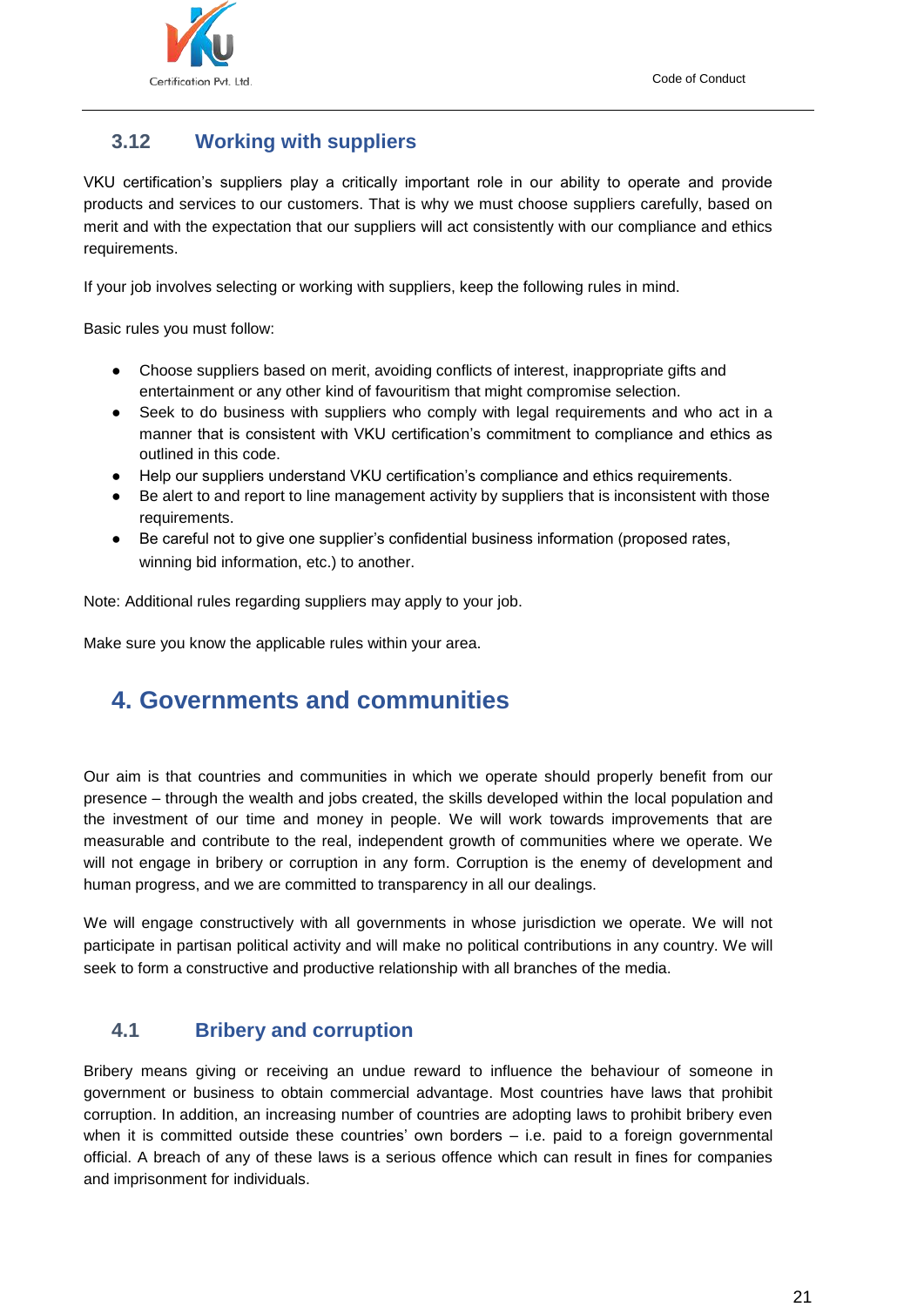### 3.12 Working with suppliers

VKU certification's suppliers play a critically important role in our ability to operate and provide products and services to our customers. That is why we must choose suppliers carefully, based on merit and with the expectation that our suppliers will act consistently with our compliance and ethics requirements.

If your job involves selecting or working with suppliers, keep the following rules in mind.

Basic rules you must follow:

- Choose suppliers based on merit, avoiding conflicts of interest, inappropriate gifts and entertainment or any other kind of favouritism that might compromise selection.
- Seek to do business with suppliers who comply with legal requirements and who act in a manner that is consistent with VKU certification's commitment to compliance and ethics as outlined in this code.
- Help our suppliers understand VKU certification's compliance and ethics requirements.
- Be alert to and report to line management activity by suppliers that is inconsistent with those requirements.
- Be careful not to give one supplier's confidential business information (proposed rates, winning bid information, etc.) to another.

Note: Additional rules regarding suppliers may apply to your job.

Make sure you know the applicable rules within your area.

## 4. Governments and communities

Our aim is that countries and communities in which we operate should properly benefit from our presence – through the wealth and jobs created, the skills developed within the local population and the investment of our time and money in people. We will work towards improvements that are measurable and contribute to the real, independent growth of communities where we operate. We will not engage in bribery or corruption in any form. Corruption is the enemy of development and human progress, and we are committed to transparency in all our dealings.

We will engage constructively with all governments in whose jurisdiction we operate. We will not participate in partisan political activity and will make no political contributions in any country. We will seek to form a constructive and productive relationship with all branches of the media.

### 4.1 Bribery and corruption

Bribery means giving or receiving an undue reward to influence the behaviour of someone in government or business to obtain commercial advantage. Most countries have laws that prohibit corruption. In addition, an increasing number of countries are adopting laws to prohibit bribery even when it is committed outside these countries' own borders – i.e. paid to a foreign governmental official. A breach of any of these laws is a serious offence which can result in fines for companies and imprisonment for individuals.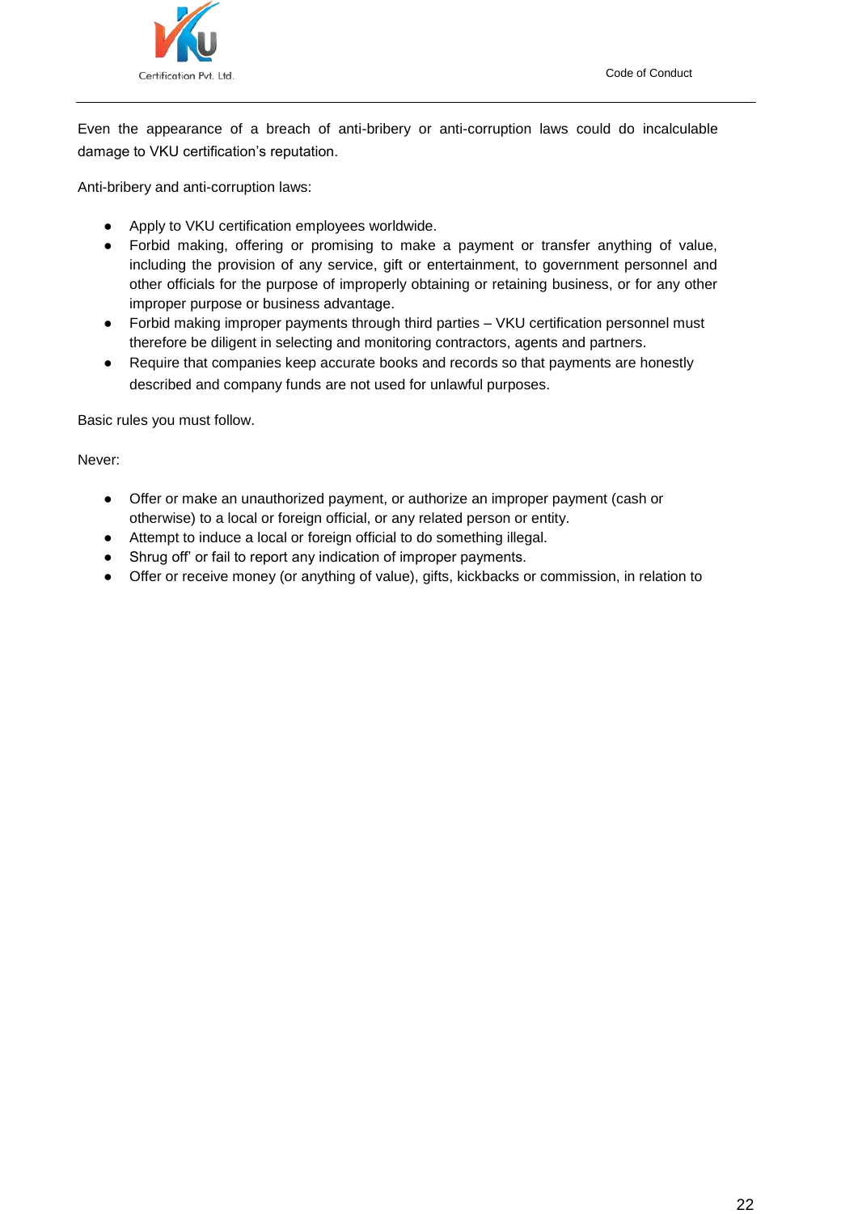Even the appearance of a breach of anti-bribery or anti-corruption laws could do incalculable damage to VKU certification's reputation.

Anti-bribery and anti-corruption laws:

- Apply to VKU certification employees worldwide.
- Forbid making, offering or promising to make a payment or transfer anything of value, including the provision of any service, gift or entertainment, to government personnel and other officials for the purpose of improperly obtaining or retaining business, or for any other improper purpose or business advantage.
- Forbid making improper payments through third parties – VKU certification personnel must therefore be diligent in selecting and monitoring contractors, agents and partners.
- Require that companies keep accurate books and records so that payments are honestly described and company funds are not used for unlawful purposes.

Basic rules you must follow.

Never:

- Offer or make an unauthorized payment, or authorize an improper payment (cash or otherwise) to a local or foreign official, or any related person or entity.
- Attempt to induce a local or foreign official to do something illegal.
- Shrug off' or fail to report any indication of improper payments.
- Offer or receive money (or anything of value), gifts, kickbacks or commission, in relation to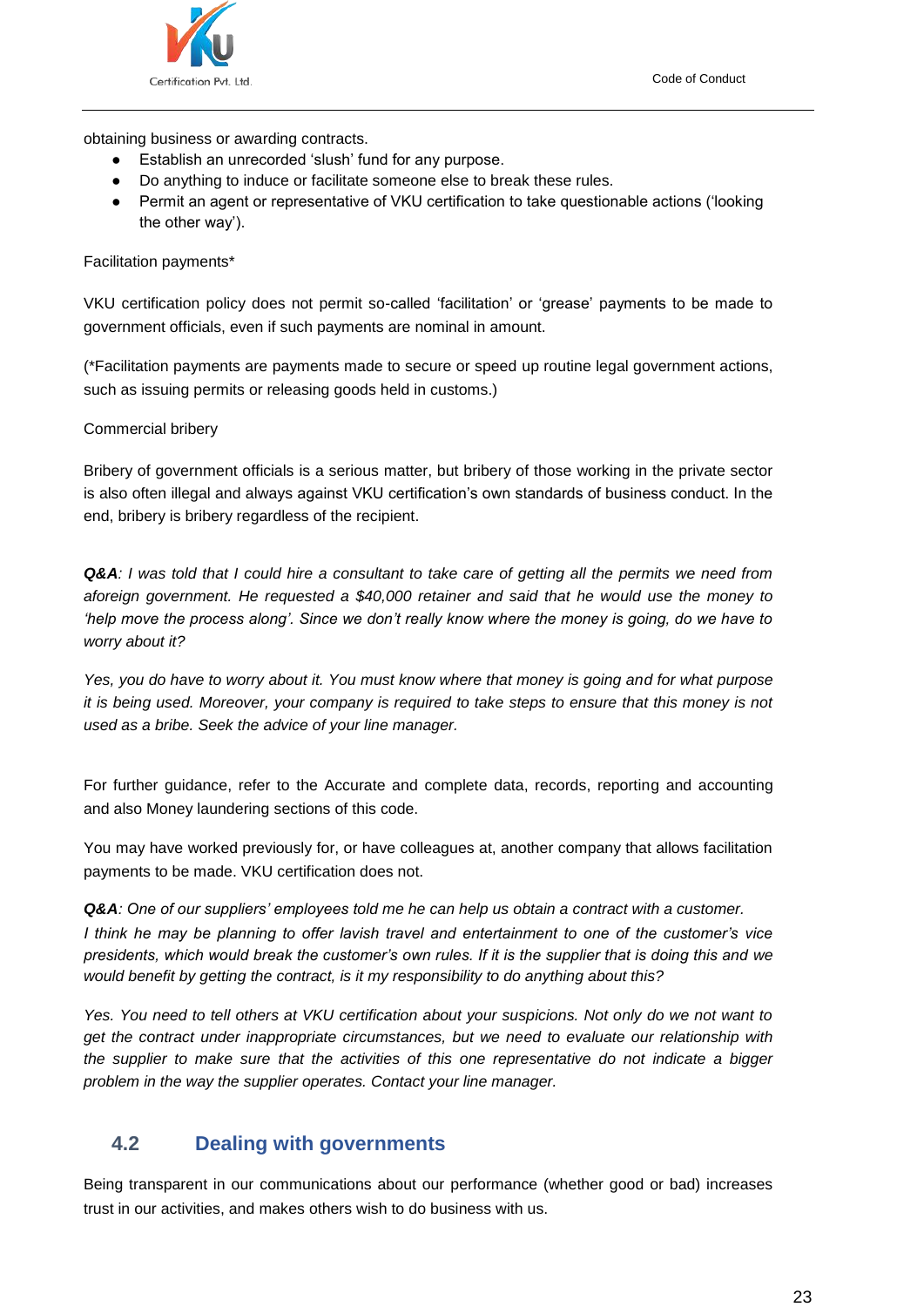obtaining business or awarding contracts.

- Establish an unrecorded 'slush' fund for any purpose.
- Do anything to induce or facilitate someone else to break these rules.
- Permit an agent or representative of VKU certification to take questionable actions ('looking the other way').

Facilitation payments*

VKU certification policy does not permit so-called 'facilitation' or 'grease' payments to be made to government officials, even if such payments are nominal in amount.

(*Facilitation payments are payments made to secure or speed up routine legal government actions, such as issuing permits or releasing goods held in customs.)

Commercial bribery

Bribery of government officials is a serious matter, but bribery of those working in the private sector is also often illegal and always against VKU certification's own standards of business conduct. In the end, bribery is bribery regardless of the recipient.

***Q&A****: I was told that I could hire a consultant to take care of getting all the permits we need from aforeign government. He requested a $40,000 retainer and said that he would use the money to 'help move the process along'. Since we don't really know where the money is going, do we have to worry about it?*

*Yes, you do have to worry about it. You must know where that money is going and for what purpose it is being used. Moreover, your company is required to take steps to ensure that this money is not used as a bribe. Seek the advice of your line manager.*

For further guidance, refer to the Accurate and complete data, records, reporting and accounting and also Money laundering sections of this code.

You may have worked previously for, or have colleagues at, another company that allows facilitation payments to be made. VKU certification does not.

***Q&A****: One of our suppliers' employees told me he can help us obtain a contract with a customer. I think he may be planning to offer lavish travel and entertainment to one of the customer's vice presidents, which would break the customer's own rules. If it is the supplier that is doing this and we would benefit by getting the contract, is it my responsibility to do anything about this?*

*Yes. You need to tell others at VKU certification about your suspicions. Not only do we not want to get the contract under inappropriate circumstances, but we need to evaluate our relationship with the supplier to make sure that the activities of this one representative do not indicate a bigger problem in the way the supplier operates. Contact your line manager.*

## 4.2 Dealing with governments

Being transparent in our communications about our performance (whether good or bad) increases trust in our activities, and makes others wish to do business with us.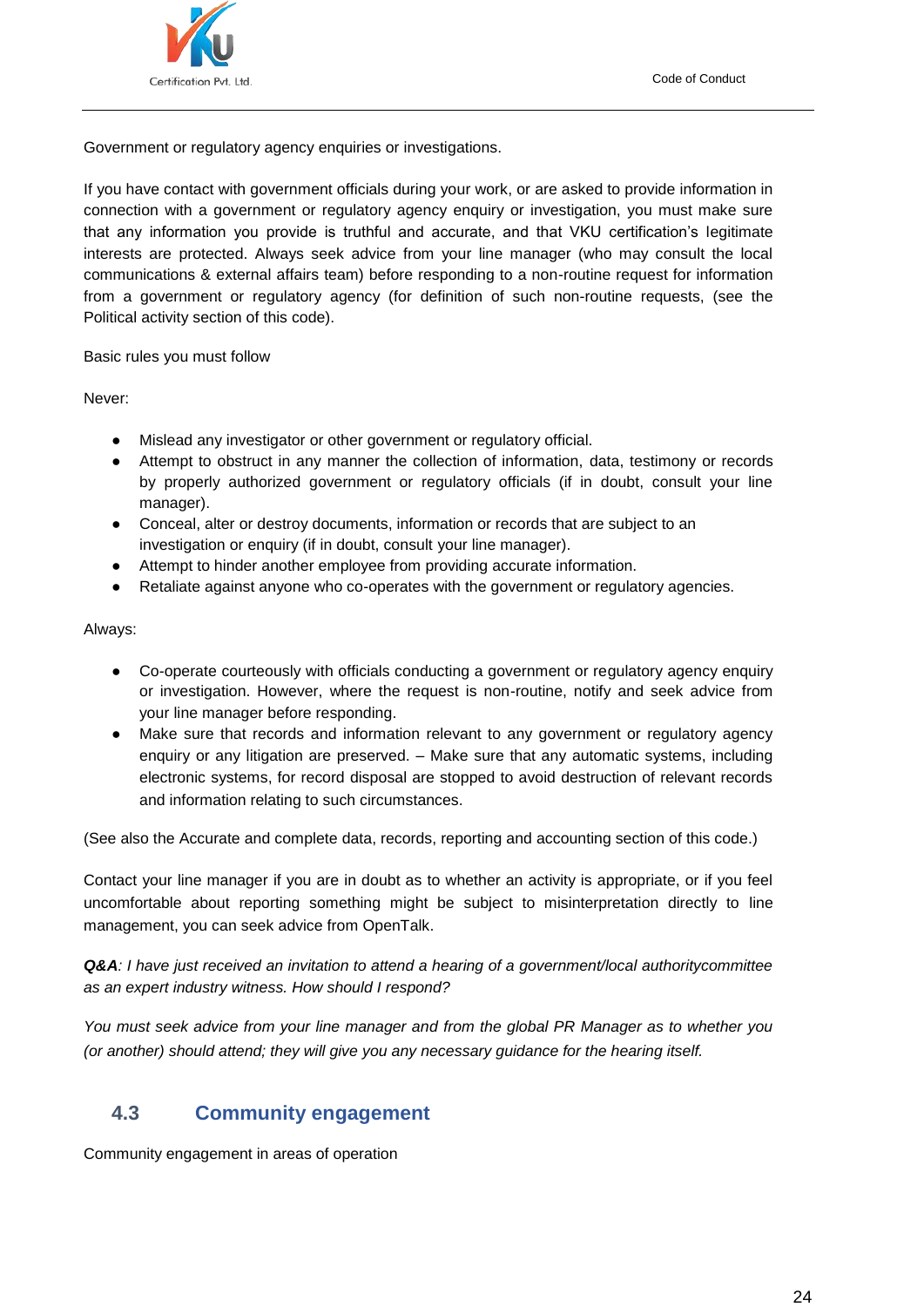Government or regulatory agency enquiries or investigations.

If you have contact with government officials during your work, or are asked to provide information in connection with a government or regulatory agency enquiry or investigation, you must make sure that any information you provide is truthful and accurate, and that VKU certification's legitimate interests are protected. Always seek advice from your line manager (who may consult the local communications & external affairs team) before responding to a non-routine request for information from a government or regulatory agency (for definition of such non-routine requests, (see the Political activity section of this code).

Basic rules you must follow

Never:

- Mislead any investigator or other government or regulatory official.
- Attempt to obstruct in any manner the collection of information, data, testimony or records by properly authorized government or regulatory officials (if in doubt, consult your line manager).
- Conceal, alter or destroy documents, information or records that are subject to an investigation or enquiry (if in doubt, consult your line manager).
- Attempt to hinder another employee from providing accurate information.
- Retaliate against anyone who co-operates with the government or regulatory agencies.

Always:

- Co-operate courteously with officials conducting a government or regulatory agency enquiry or investigation. However, where the request is non-routine, notify and seek advice from your line manager before responding.
- Make sure that records and information relevant to any government or regulatory agency enquiry or any litigation are preserved. – Make sure that any automatic systems, including electronic systems, for record disposal are stopped to avoid destruction of relevant records and information relating to such circumstances.

(See also the Accurate and complete data, records, reporting and accounting section of this code.)

Contact your line manager if you are in doubt as to whether an activity is appropriate, or if you feel uncomfortable about reporting something might be subject to misinterpretation directly to line management, you can seek advice from OpenTalk.

***Q&A**: I have just received an invitation to attend a hearing of a government/local authoritycommittee as an expert industry witness. How should I respond?*

*You must seek advice from your line manager and from the global PR Manager as to whether you (or another) should attend; they will give you any necessary guidance for the hearing itself.*

## 4.3 Community engagement

Community engagement in areas of operation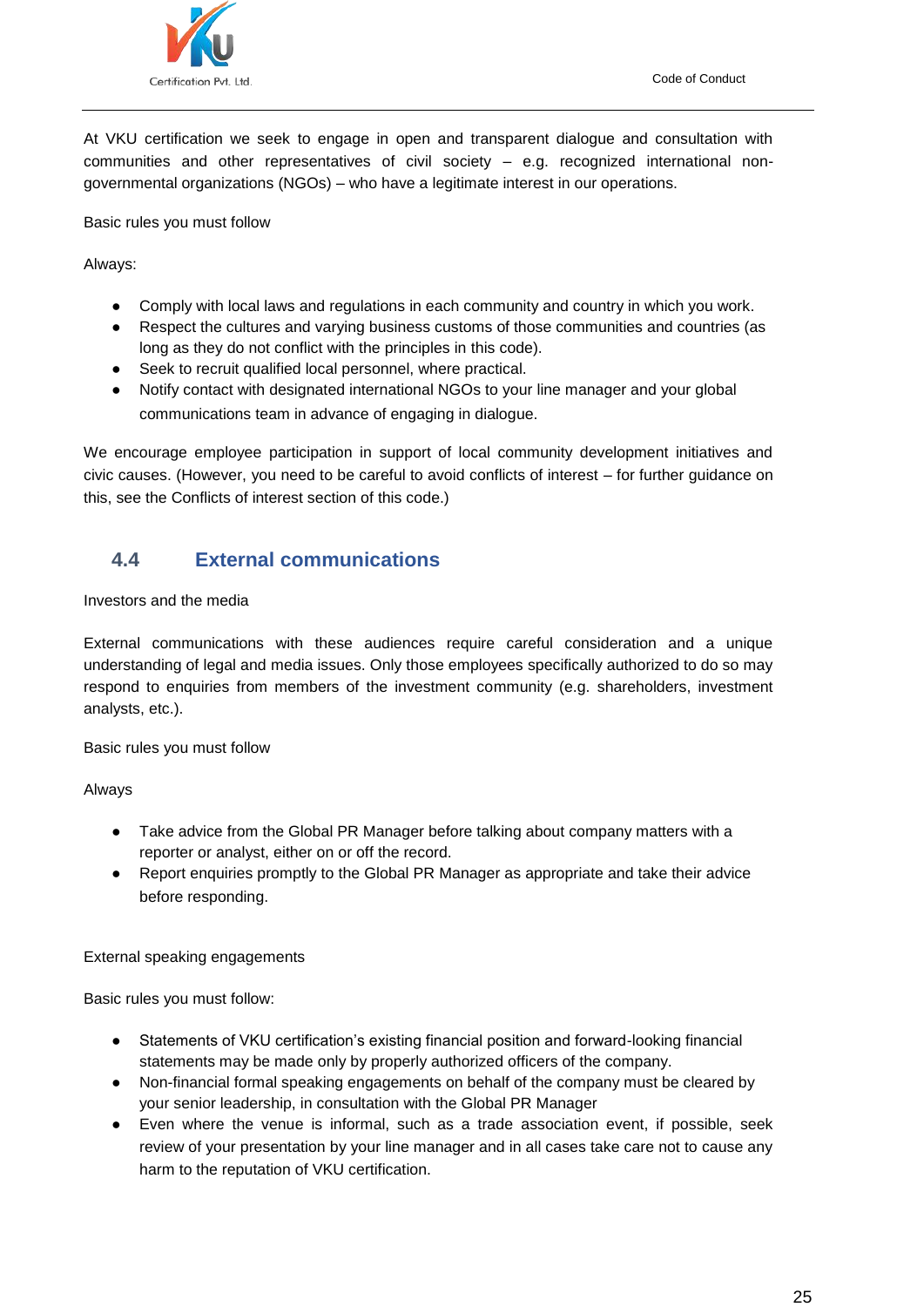At VKU certification we seek to engage in open and transparent dialogue and consultation with communities and other representatives of civil society – e.g. recognized international non-governmental organizations (NGOs) – who have a legitimate interest in our operations.

Basic rules you must follow

Always:

- Comply with local laws and regulations in each community and country in which you work.
- Respect the cultures and varying business customs of those communities and countries (as long as they do not conflict with the principles in this code).
- Seek to recruit qualified local personnel, where practical.
- Notify contact with designated international NGOs to your line manager and your global communications team in advance of engaging in dialogue.

We encourage employee participation in support of local community development initiatives and civic causes. (However, you need to be careful to avoid conflicts of interest – for further guidance on this, see the Conflicts of interest section of this code.)

## 4.4 External communications

Investors and the media

External communications with these audiences require careful consideration and a unique understanding of legal and media issues. Only those employees specifically authorized to do so may respond to enquiries from members of the investment community (e.g. shareholders, investment analysts, etc.).

Basic rules you must follow

Always

- Take advice from the Global PR Manager before talking about company matters with a reporter or analyst, either on or off the record.
- Report enquiries promptly to the Global PR Manager as appropriate and take their advice before responding.

External speaking engagements

Basic rules you must follow:

- Statements of VKU certification's existing financial position and forward-looking financial statements may be made only by properly authorized officers of the company.
- Non-financial formal speaking engagements on behalf of the company must be cleared by your senior leadership, in consultation with the Global PR Manager
- Even where the venue is informal, such as a trade association event, if possible, seek review of your presentation by your line manager and in all cases take care not to cause any harm to the reputation of VKU certification.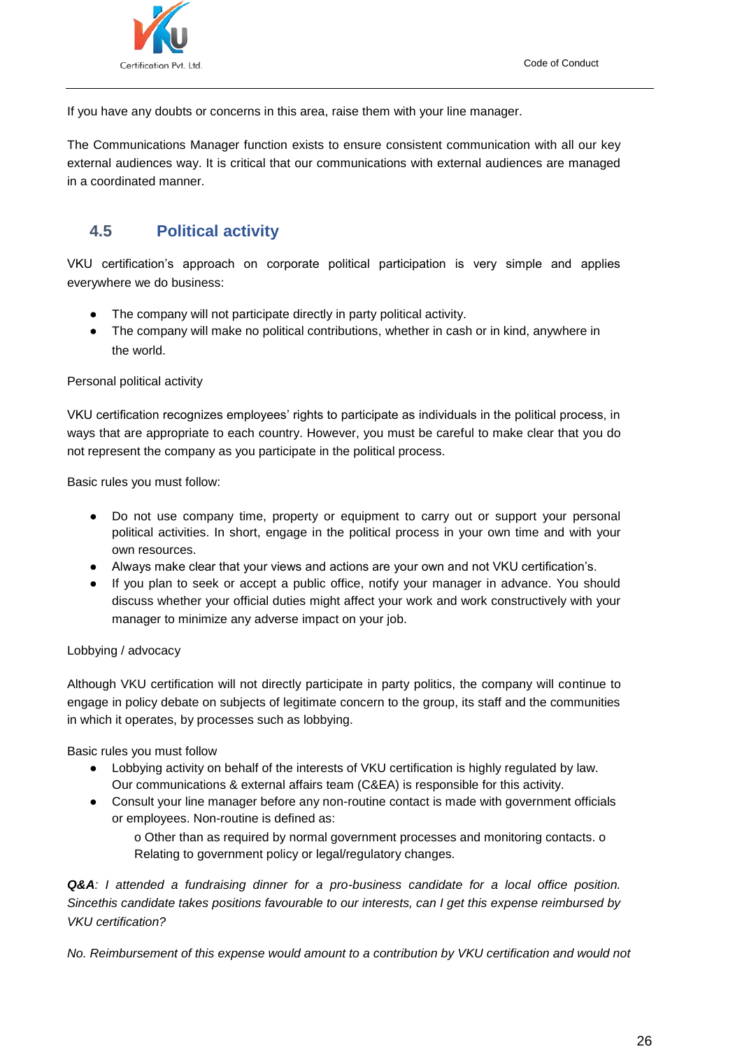If you have any doubts or concerns in this area, raise them with your line manager.

The Communications Manager function exists to ensure consistent communication with all our key external audiences way. It is critical that our communications with external audiences are managed in a coordinated manner.

## 4.5 Political activity

VKU certification's approach on corporate political participation is very simple and applies everywhere we do business:

- The company will not participate directly in party political activity.
- The company will make no political contributions, whether in cash or in kind, anywhere in the world.

Personal political activity

VKU certification recognizes employees' rights to participate as individuals in the political process, in ways that are appropriate to each country. However, you must be careful to make clear that you do not represent the company as you participate in the political process.

Basic rules you must follow:

- Do not use company time, property or equipment to carry out or support your personal political activities. In short, engage in the political process in your own time and with your own resources.
- Always make clear that your views and actions are your own and not VKU certification's.
- If you plan to seek or accept a public office, notify your manager in advance. You should discuss whether your official duties might affect your work and work constructively with your manager to minimize any adverse impact on your job.

Lobbying / advocacy

Although VKU certification will not directly participate in party politics, the company will continue to engage in policy debate on subjects of legitimate concern to the group, its staff and the communities in which it operates, by processes such as lobbying.

Basic rules you must follow

- Lobbying activity on behalf of the interests of VKU certification is highly regulated by law. Our communications & external affairs team (C&EA) is responsible for this activity.
- Consult your line manager before any non-routine contact is made with government officials or employees. Non-routine is defined as:
  - o Other than as required by normal government processes and monitoring contacts. o Relating to government policy or legal/regulatory changes.

***Q&A****: I attended a fundraising dinner for a pro-business candidate for a local office position. Sincethis candidate takes positions favourable to our interests, can I get this expense reimbursed by VKU certification?*

*No. Reimbursement of this expense would amount to a contribution by VKU certification and would not*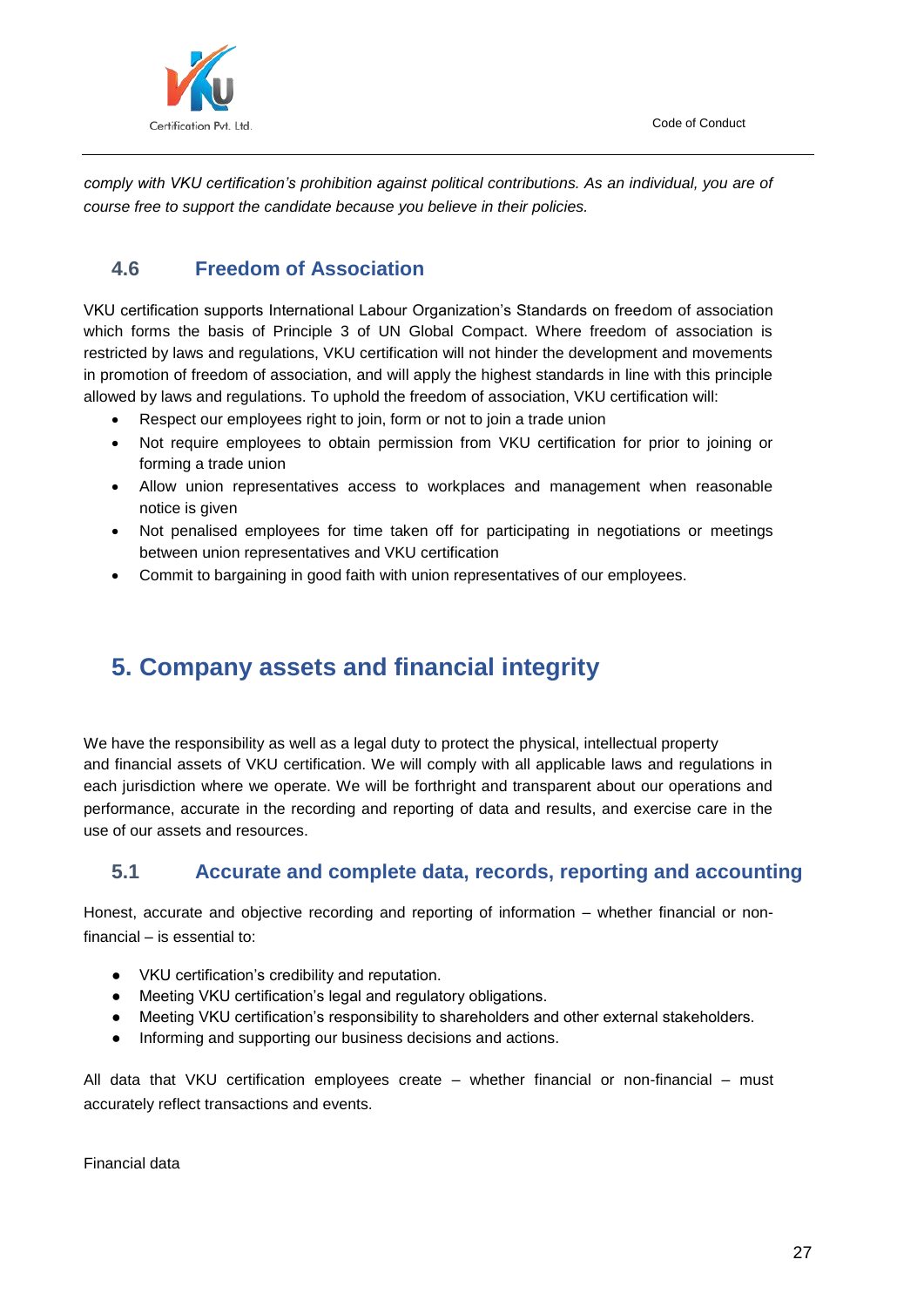*comply with VKU certification's prohibition against political contributions. As an individual, you are of course free to support the candidate because you believe in their policies.*

### 4.6 Freedom of Association

VKU certification supports International Labour Organization's Standards on freedom of association which forms the basis of Principle 3 of UN Global Compact. Where freedom of association is restricted by laws and regulations, VKU certification will not hinder the development and movements in promotion of freedom of association, and will apply the highest standards in line with this principle allowed by laws and regulations. To uphold the freedom of association, VKU certification will:

- Respect our employees right to join, form or not to join a trade union
- Not require employees to obtain permission from VKU certification for prior to joining or forming a trade union
- Allow union representatives access to workplaces and management when reasonable notice is given
- Not penalised employees for time taken off for participating in negotiations or meetings between union representatives and VKU certification
- Commit to bargaining in good faith with union representatives of our employees.

## 5. Company assets and financial integrity

We have the responsibility as well as a legal duty to protect the physical, intellectual property and financial assets of VKU certification. We will comply with all applicable laws and regulations in each jurisdiction where we operate. We will be forthright and transparent about our operations and performance, accurate in the recording and reporting of data and results, and exercise care in the use of our assets and resources.

### 5.1 Accurate and complete data, records, reporting and accounting

Honest, accurate and objective recording and reporting of information – whether financial or non-financial – is essential to:

- VKU certification's credibility and reputation.
- Meeting VKU certification's legal and regulatory obligations.
- Meeting VKU certification's responsibility to shareholders and other external stakeholders.
- Informing and supporting our business decisions and actions.

All data that VKU certification employees create – whether financial or non-financial – must accurately reflect transactions and events.

Financial data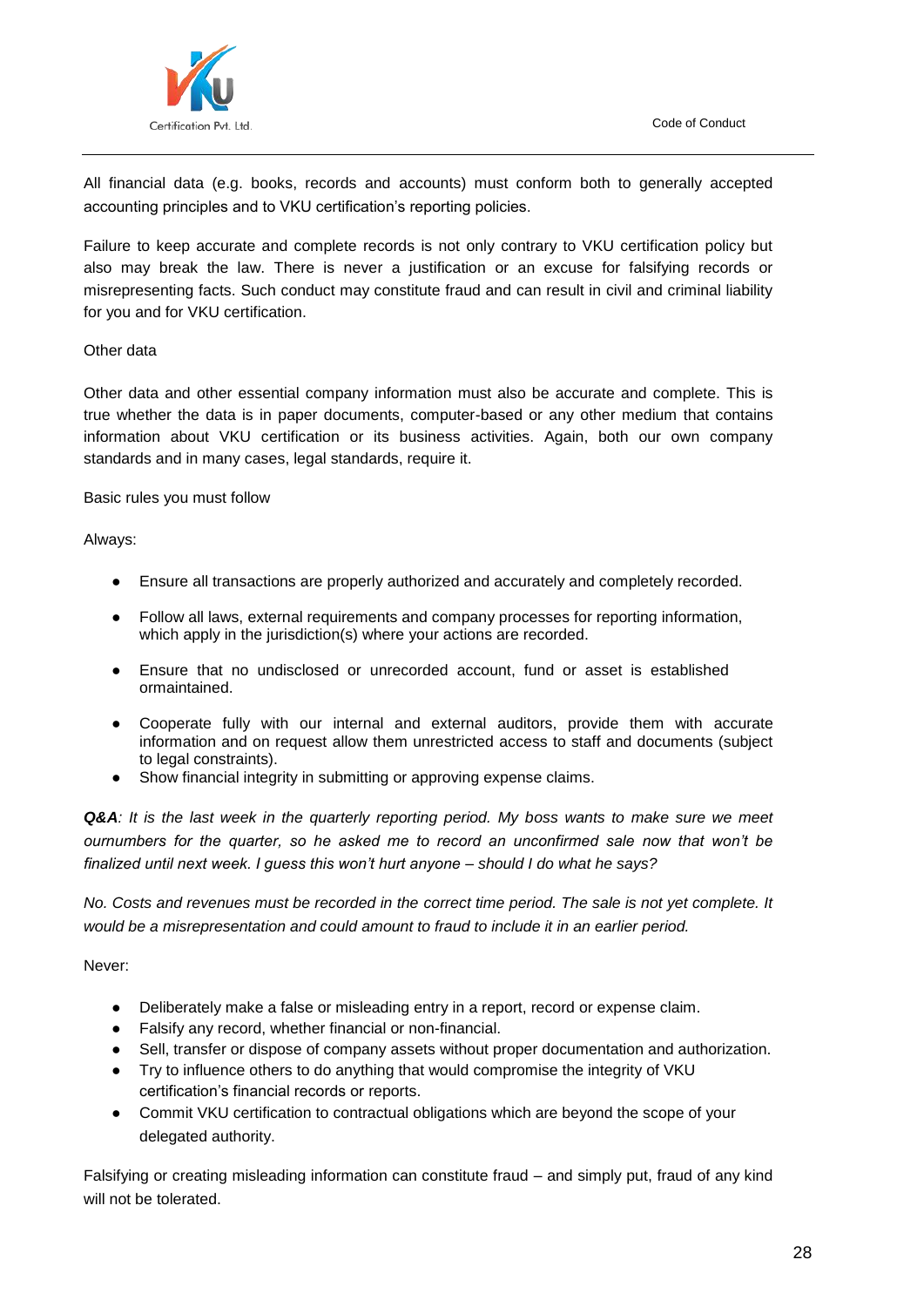All financial data (e.g. books, records and accounts) must conform both to generally accepted accounting principles and to VKU certification's reporting policies.

Failure to keep accurate and complete records is not only contrary to VKU certification policy but also may break the law. There is never a justification or an excuse for falsifying records or misrepresenting facts. Such conduct may constitute fraud and can result in civil and criminal liability for you and for VKU certification.

Other data

Other data and other essential company information must also be accurate and complete. This is true whether the data is in paper documents, computer-based or any other medium that contains information about VKU certification or its business activities. Again, both our own company standards and in many cases, legal standards, require it.

Basic rules you must follow

Always:

- Ensure all transactions are properly authorized and accurately and completely recorded.
- Follow all laws, external requirements and company processes for reporting information, which apply in the jurisdiction(s) where your actions are recorded.
- Ensure that no undisclosed or unrecorded account, fund or asset is established ormaintained.
- Cooperate fully with our internal and external auditors, provide them with accurate information and on request allow them unrestricted access to staff and documents (subject to legal constraints).
- Show financial integrity in submitting or approving expense claims.

***Q&A**: It is the last week in the quarterly reporting period. My boss wants to make sure we meet ournumbers for the quarter, so he asked me to record an unconfirmed sale now that won't be finalized until next week. I guess this won't hurt anyone – should I do what he says?*

*No. Costs and revenues must be recorded in the correct time period. The sale is not yet complete. It would be a misrepresentation and could amount to fraud to include it in an earlier period.*

Never:

- Deliberately make a false or misleading entry in a report, record or expense claim.
- Falsify any record, whether financial or non-financial.
- Sell, transfer or dispose of company assets without proper documentation and authorization.
- Try to influence others to do anything that would compromise the integrity of VKU certification's financial records or reports.
- Commit VKU certification to contractual obligations which are beyond the scope of your delegated authority.

Falsifying or creating misleading information can constitute fraud – and simply put, fraud of any kind will not be tolerated.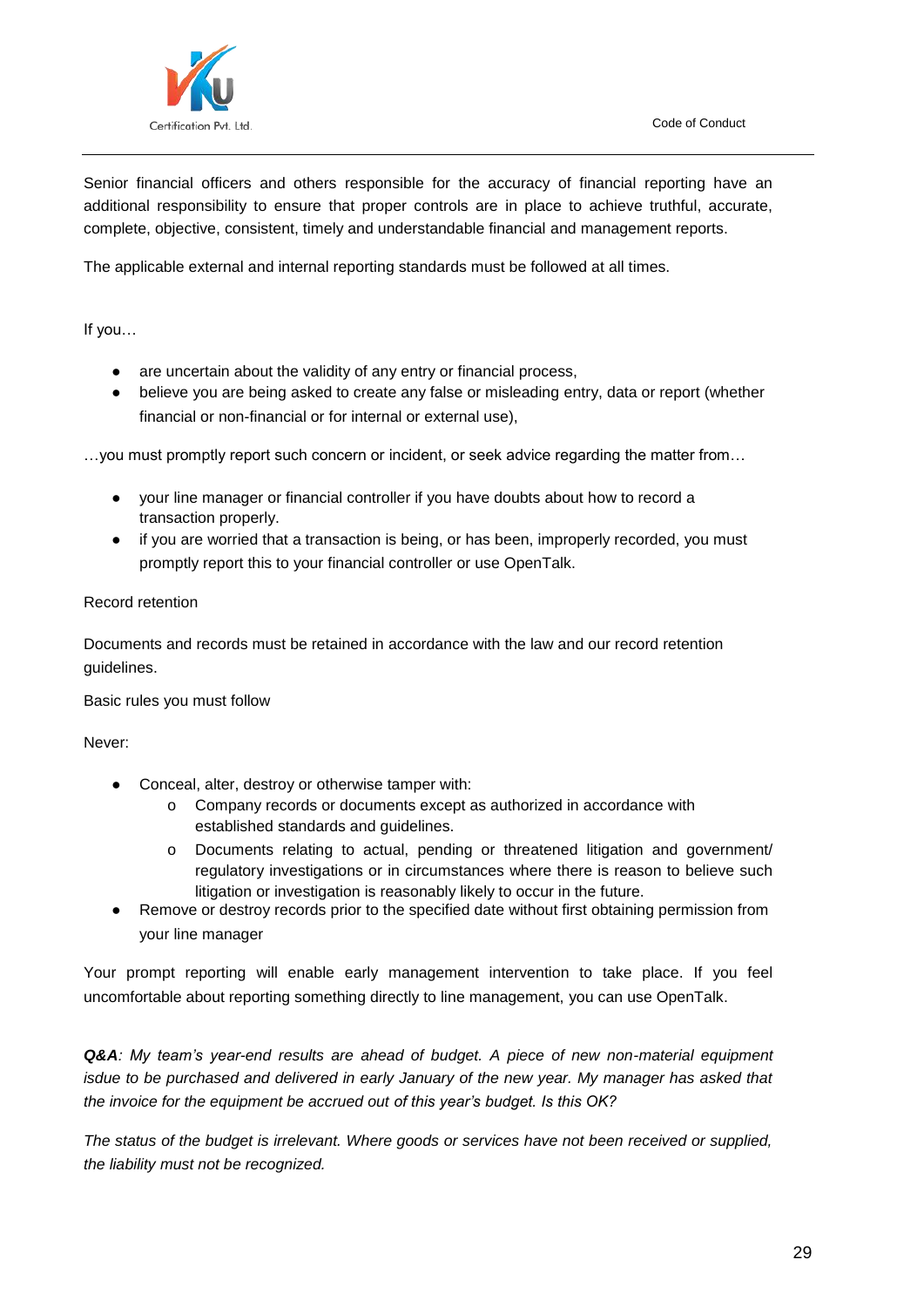Senior financial officers and others responsible for the accuracy of financial reporting have an additional responsibility to ensure that proper controls are in place to achieve truthful, accurate, complete, objective, consistent, timely and understandable financial and management reports.

The applicable external and internal reporting standards must be followed at all times.

If you…

- are uncertain about the validity of any entry or financial process,
- believe you are being asked to create any false or misleading entry, data or report (whether financial or non-financial or for internal or external use),

…you must promptly report such concern or incident, or seek advice regarding the matter from…

- your line manager or financial controller if you have doubts about how to record a transaction properly.
- if you are worried that a transaction is being, or has been, improperly recorded, you must promptly report this to your financial controller or use OpenTalk.

Record retention

Documents and records must be retained in accordance with the law and our record retention guidelines.

Basic rules you must follow

Never:

- Conceal, alter, destroy or otherwise tamper with:
  - Company records or documents except as authorized in accordance with established standards and guidelines.
  - Documents relating to actual, pending or threatened litigation and government/ regulatory investigations or in circumstances where there is reason to believe such litigation or investigation is reasonably likely to occur in the future.
- Remove or destroy records prior to the specified date without first obtaining permission from your line manager

Your prompt reporting will enable early management intervention to take place. If you feel uncomfortable about reporting something directly to line management, you can use OpenTalk.

***Q&A**: My team's year-end results are ahead of budget. A piece of new non-material equipment isdue to be purchased and delivered in early January of the new year. My manager has asked that the invoice for the equipment be accrued out of this year's budget. Is this OK?*

*The status of the budget is irrelevant. Where goods or services have not been received or supplied, the liability must not be recognized.*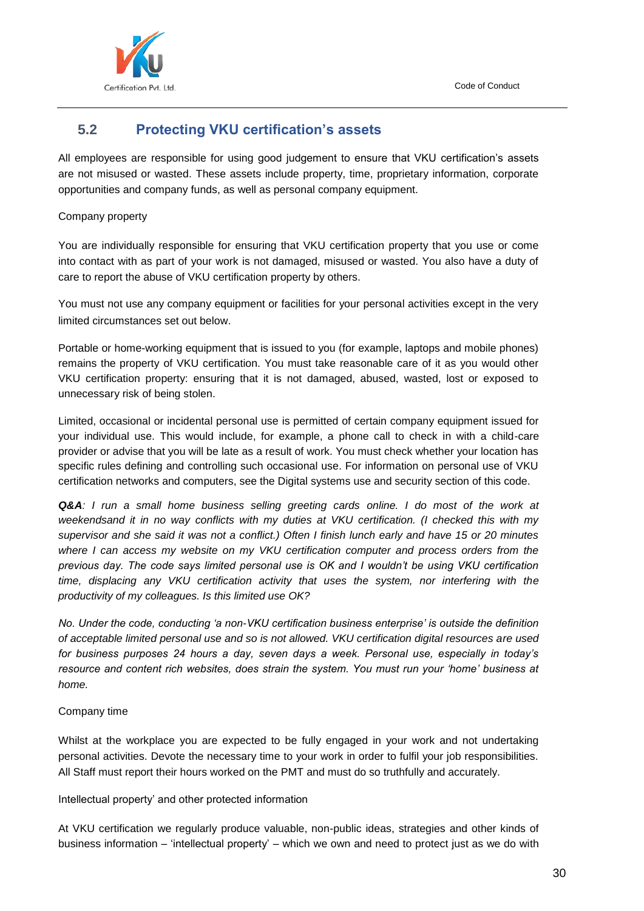## 5.2 Protecting VKU certification's assets

All employees are responsible for using good judgement to ensure that VKU certification's assets are not misused or wasted. These assets include property, time, proprietary information, corporate opportunities and company funds, as well as personal company equipment.

Company property

You are individually responsible for ensuring that VKU certification property that you use or come into contact with as part of your work is not damaged, misused or wasted. You also have a duty of care to report the abuse of VKU certification property by others.

You must not use any company equipment or facilities for your personal activities except in the very limited circumstances set out below.

Portable or home-working equipment that is issued to you (for example, laptops and mobile phones) remains the property of VKU certification. You must take reasonable care of it as you would other VKU certification property: ensuring that it is not damaged, abused, wasted, lost or exposed to unnecessary risk of being stolen.

Limited, occasional or incidental personal use is permitted of certain company equipment issued for your individual use. This would include, for example, a phone call to check in with a child-care provider or advise that you will be late as a result of work. You must check whether your location has specific rules defining and controlling such occasional use. For information on personal use of VKU certification networks and computers, see the Digital systems use and security section of this code.

***Q&A**: I run a small home business selling greeting cards online. I do most of the work at weekendsand it in no way conflicts with my duties at VKU certification. (I checked this with my supervisor and she said it was not a conflict.) Often I finish lunch early and have 15 or 20 minutes where I can access my website on my VKU certification computer and process orders from the previous day. The code says limited personal use is OK and I wouldn't be using VKU certification time, displacing any VKU certification activity that uses the system, nor interfering with the productivity of my colleagues. Is this limited use OK?*

*No. Under the code, conducting 'a non-VKU certification business enterprise' is outside the definition of acceptable limited personal use and so is not allowed. VKU certification digital resources are used for business purposes 24 hours a day, seven days a week. Personal use, especially in today's resource and content rich websites, does strain the system. You must run your 'home' business at home.*

Company time

Whilst at the workplace you are expected to be fully engaged in your work and not undertaking personal activities. Devote the necessary time to your work in order to fulfil your job responsibilities. All Staff must report their hours worked on the PMT and must do so truthfully and accurately.

Intellectual property' and other protected information

At VKU certification we regularly produce valuable, non-public ideas, strategies and other kinds of business information – 'intellectual property' – which we own and need to protect just as we do with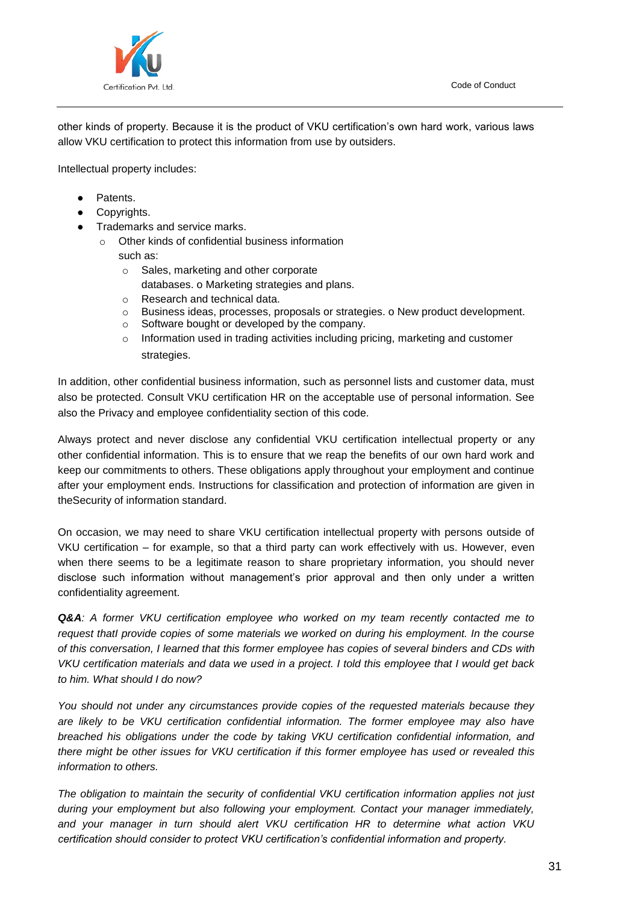other kinds of property. Because it is the product of VKU certification's own hard work, various laws allow VKU certification to protect this information from use by outsiders.

Intellectual property includes:

- Patents.
- Copyrights.
- Trademarks and service marks.
  - Other kinds of confidential business information such as:
    - Sales, marketing and other corporate databases. o Marketing strategies and plans.
    - Research and technical data.
    - Business ideas, processes, proposals or strategies. o New product development.
    - Software bought or developed by the company.
    - Information used in trading activities including pricing, marketing and customer strategies.

In addition, other confidential business information, such as personnel lists and customer data, must also be protected. Consult VKU certification HR on the acceptable use of personal information. See also the Privacy and employee confidentiality section of this code.

Always protect and never disclose any confidential VKU certification intellectual property or any other confidential information. This is to ensure that we reap the benefits of our own hard work and keep our commitments to others. These obligations apply throughout your employment and continue after your employment ends. Instructions for classification and protection of information are given in theSecurity of information standard.

On occasion, we may need to share VKU certification intellectual property with persons outside of VKU certification – for example, so that a third party can work effectively with us. However, even when there seems to be a legitimate reason to share proprietary information, you should never disclose such information without management's prior approval and then only under a written confidentiality agreement.

***Q&A**: A former VKU certification employee who worked on my team recently contacted me to request thatI provide copies of some materials we worked on during his employment. In the course of this conversation, I learned that this former employee has copies of several binders and CDs with VKU certification materials and data we used in a project. I told this employee that I would get back to him. What should I do now?*

*You should not under any circumstances provide copies of the requested materials because they are likely to be VKU certification confidential information. The former employee may also have breached his obligations under the code by taking VKU certification confidential information, and there might be other issues for VKU certification if this former employee has used or revealed this information to others.*

*The obligation to maintain the security of confidential VKU certification information applies not just during your employment but also following your employment. Contact your manager immediately, and your manager in turn should alert VKU certification HR to determine what action VKU certification should consider to protect VKU certification's confidential information and property.*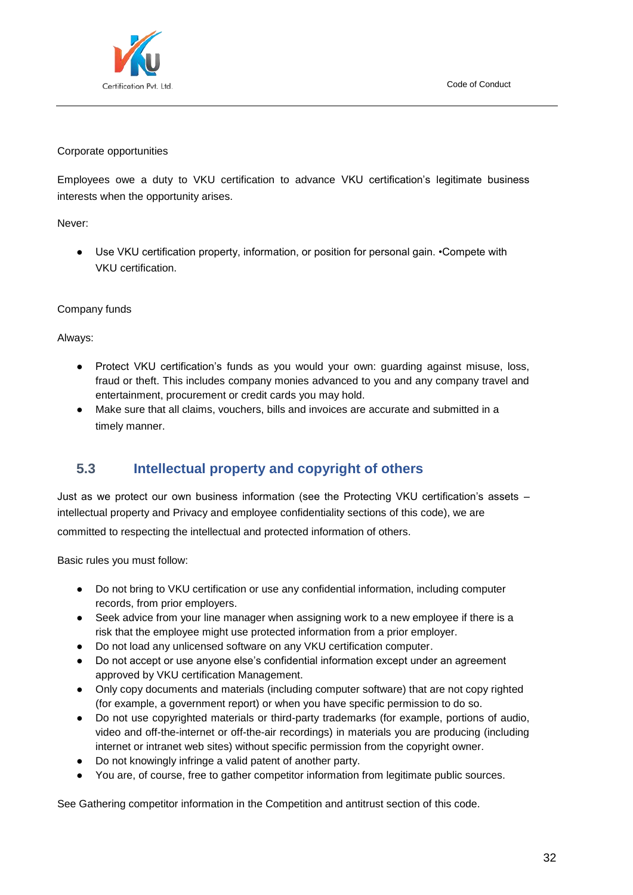Corporate opportunities

Employees owe a duty to VKU certification to advance VKU certification's legitimate business interests when the opportunity arises.

Never:

- Use VKU certification property, information, or position for personal gain. •Compete with VKU certification.

Company funds

Always:

- Protect VKU certification's funds as you would your own: guarding against misuse, loss, fraud or theft. This includes company monies advanced to you and any company travel and entertainment, procurement or credit cards you may hold.
- Make sure that all claims, vouchers, bills and invoices are accurate and submitted in a timely manner.

## 5.3 Intellectual property and copyright of others

Just as we protect our own business information (see the Protecting VKU certification's assets – intellectual property and Privacy and employee confidentiality sections of this code), we are committed to respecting the intellectual and protected information of others.

Basic rules you must follow:

- Do not bring to VKU certification or use any confidential information, including computer records, from prior employers.
- Seek advice from your line manager when assigning work to a new employee if there is a risk that the employee might use protected information from a prior employer.
- Do not load any unlicensed software on any VKU certification computer.
- Do not accept or use anyone else's confidential information except under an agreement approved by VKU certification Management.
- Only copy documents and materials (including computer software) that are not copy righted (for example, a government report) or when you have specific permission to do so.
- Do not use copyrighted materials or third-party trademarks (for example, portions of audio, video and off-the-internet or off-the-air recordings) in materials you are producing (including internet or intranet web sites) without specific permission from the copyright owner.
- Do not knowingly infringe a valid patent of another party.
- You are, of course, free to gather competitor information from legitimate public sources.

See Gathering competitor information in the Competition and antitrust section of this code.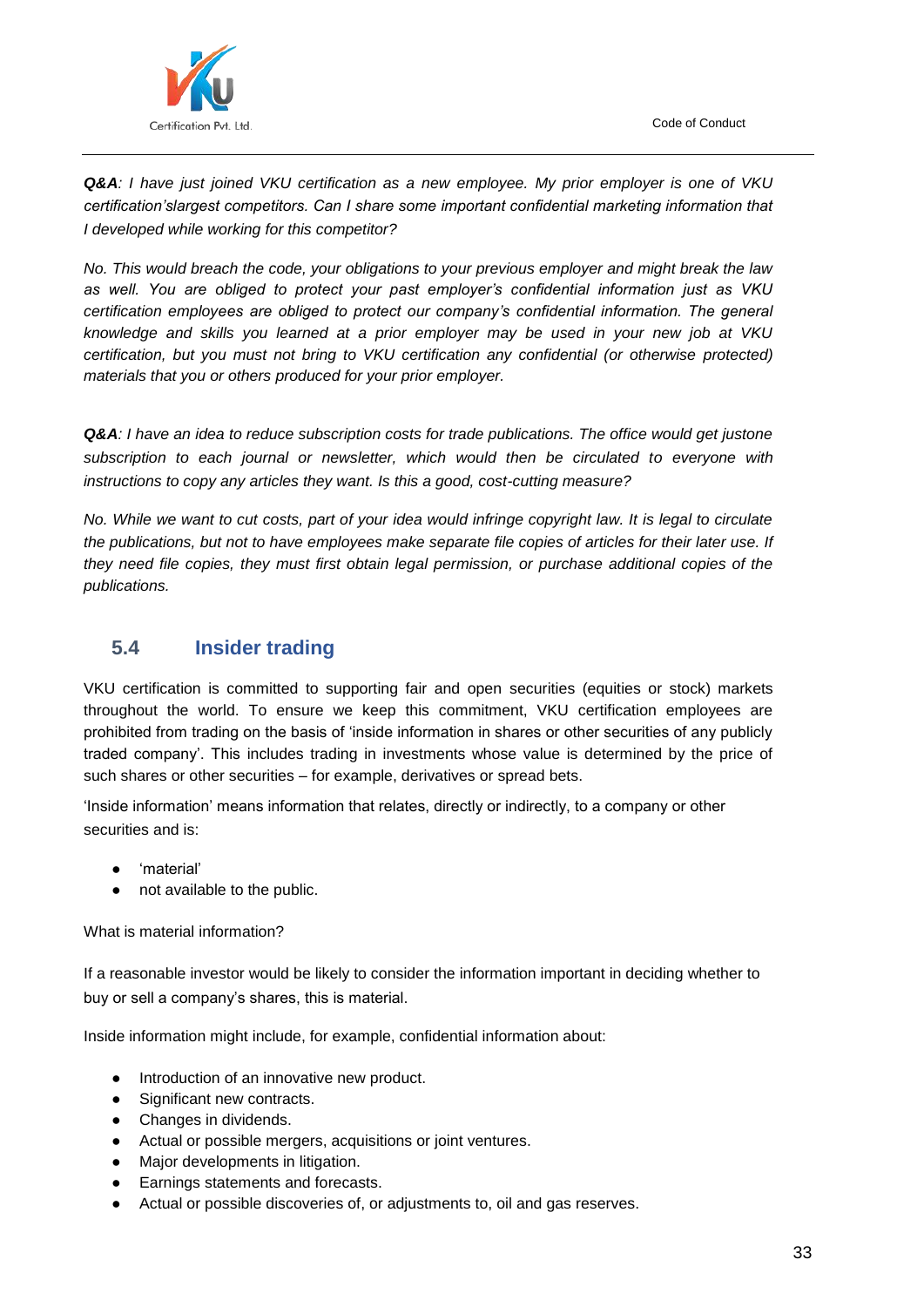***Q&A**: I have just joined VKU certification as a new employee. My prior employer is one of VKU certification'slargest competitors. Can I share some important confidential marketing information that I developed while working for this competitor?*

*No. This would breach the code, your obligations to your previous employer and might break the law as well. You are obliged to protect your past employer's confidential information just as VKU certification employees are obliged to protect our company's confidential information. The general knowledge and skills you learned at a prior employer may be used in your new job at VKU certification, but you must not bring to VKU certification any confidential (or otherwise protected) materials that you or others produced for your prior employer.*

***Q&A**: I have an idea to reduce subscription costs for trade publications. The office would get justone subscription to each journal or newsletter, which would then be circulated to everyone with instructions to copy any articles they want. Is this a good, cost-cutting measure?*

*No. While we want to cut costs, part of your idea would infringe copyright law. It is legal to circulate the publications, but not to have employees make separate file copies of articles for their later use. If they need file copies, they must first obtain legal permission, or purchase additional copies of the publications.*

## 5.4 Insider trading

VKU certification is committed to supporting fair and open securities (equities or stock) markets throughout the world. To ensure we keep this commitment, VKU certification employees are prohibited from trading on the basis of 'inside information in shares or other securities of any publicly traded company'. This includes trading in investments whose value is determined by the price of such shares or other securities – for example, derivatives or spread bets.

'Inside information' means information that relates, directly or indirectly, to a company or other securities and is:

- 'material'
- not available to the public.

What is material information?

If a reasonable investor would be likely to consider the information important in deciding whether to buy or sell a company's shares, this is material.

Inside information might include, for example, confidential information about:

- Introduction of an innovative new product.
- Significant new contracts.
- Changes in dividends.
- Actual or possible mergers, acquisitions or joint ventures.
- Major developments in litigation.
- Earnings statements and forecasts.
- Actual or possible discoveries of, or adjustments to, oil and gas reserves.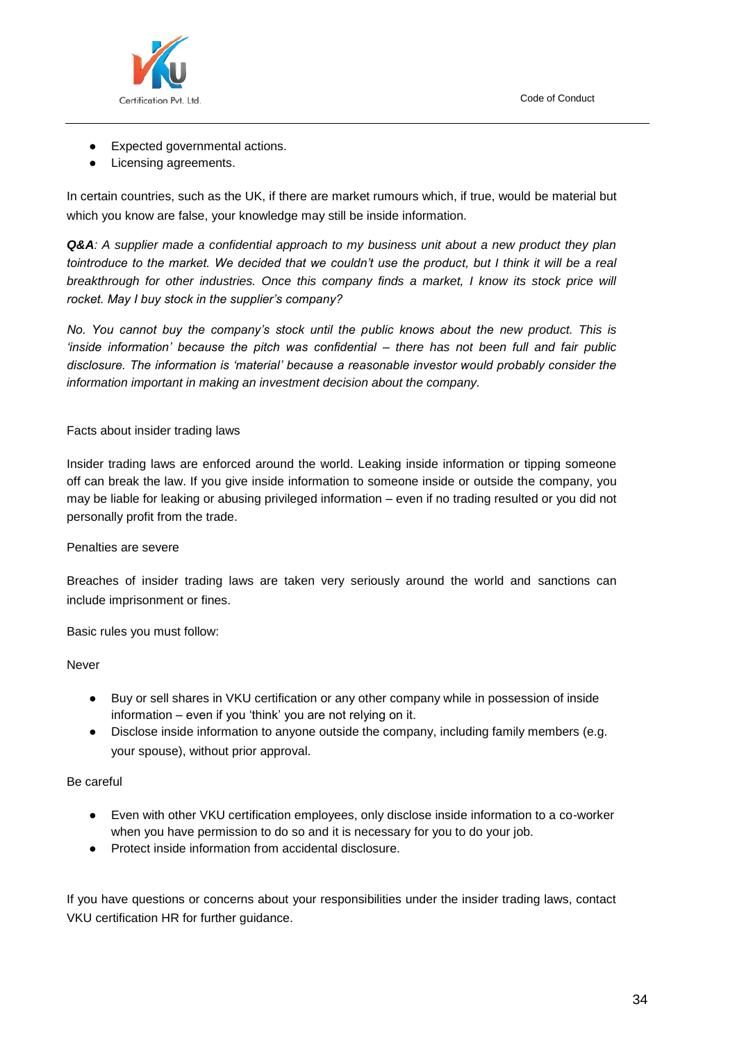- Expected governmental actions.
- Licensing agreements.

In certain countries, such as the UK, if there are market rumours which, if true, would be material but which you know are false, your knowledge may still be inside information.

***Q&A**: A supplier made a confidential approach to my business unit about a new product they plan tointroduce to the market. We decided that we couldn't use the product, but I think it will be a real breakthrough for other industries. Once this company finds a market, I know its stock price will rocket. May I buy stock in the supplier's company?*

*No. You cannot buy the company's stock until the public knows about the new product. This is 'inside information' because the pitch was confidential – there has not been full and fair public disclosure. The information is 'material' because a reasonable investor would probably consider the information important in making an investment decision about the company.*

Facts about insider trading laws

Insider trading laws are enforced around the world. Leaking inside information or tipping someone off can break the law. If you give inside information to someone inside or outside the company, you may be liable for leaking or abusing privileged information – even if no trading resulted or you did not personally profit from the trade.

Penalties are severe

Breaches of insider trading laws are taken very seriously around the world and sanctions can include imprisonment or fines.

Basic rules you must follow:

Never

- Buy or sell shares in VKU certification or any other company while in possession of inside information – even if you 'think' you are not relying on it.
- Disclose inside information to anyone outside the company, including family members (e.g. your spouse), without prior approval.

Be careful

- Even with other VKU certification employees, only disclose inside information to a co-worker when you have permission to do so and it is necessary for you to do your job.
- Protect inside information from accidental disclosure.

If you have questions or concerns about your responsibilities under the insider trading laws, contact VKU certification HR for further guidance.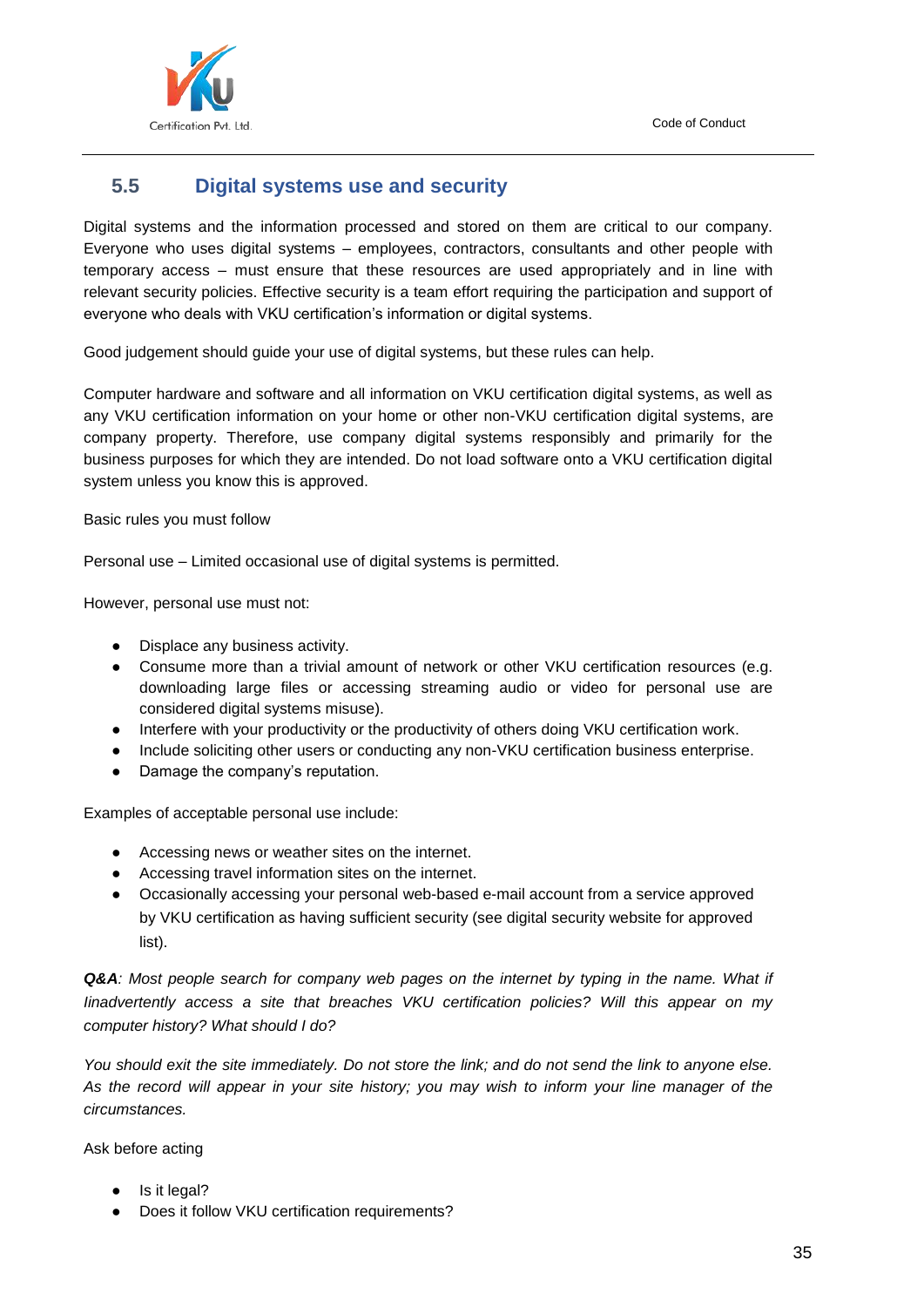## 5.5 Digital systems use and security

Digital systems and the information processed and stored on them are critical to our company. Everyone who uses digital systems – employees, contractors, consultants and other people with temporary access – must ensure that these resources are used appropriately and in line with relevant security policies. Effective security is a team effort requiring the participation and support of everyone who deals with VKU certification's information or digital systems.

Good judgement should guide your use of digital systems, but these rules can help.

Computer hardware and software and all information on VKU certification digital systems, as well as any VKU certification information on your home or other non-VKU certification digital systems, are company property. Therefore, use company digital systems responsibly and primarily for the business purposes for which they are intended. Do not load software onto a VKU certification digital system unless you know this is approved.

Basic rules you must follow

Personal use – Limited occasional use of digital systems is permitted.

However, personal use must not:

- Displace any business activity.
- Consume more than a trivial amount of network or other VKU certification resources (e.g. downloading large files or accessing streaming audio or video for personal use are considered digital systems misuse).
- Interfere with your productivity or the productivity of others doing VKU certification work.
- Include soliciting other users or conducting any non-VKU certification business enterprise.
- Damage the company's reputation.

Examples of acceptable personal use include:

- Accessing news or weather sites on the internet.
- Accessing travel information sites on the internet.
- Occasionally accessing your personal web-based e-mail account from a service approved by VKU certification as having sufficient security (see digital security website for approved list).

***Q&A****: Most people search for company web pages on the internet by typing in the name. What if Iinadvertently access a site that breaches VKU certification policies? Will this appear on my computer history? What should I do?*

*You should exit the site immediately. Do not store the link; and do not send the link to anyone else. As the record will appear in your site history; you may wish to inform your line manager of the circumstances.*

Ask before acting

- Is it legal?
- Does it follow VKU certification requirements?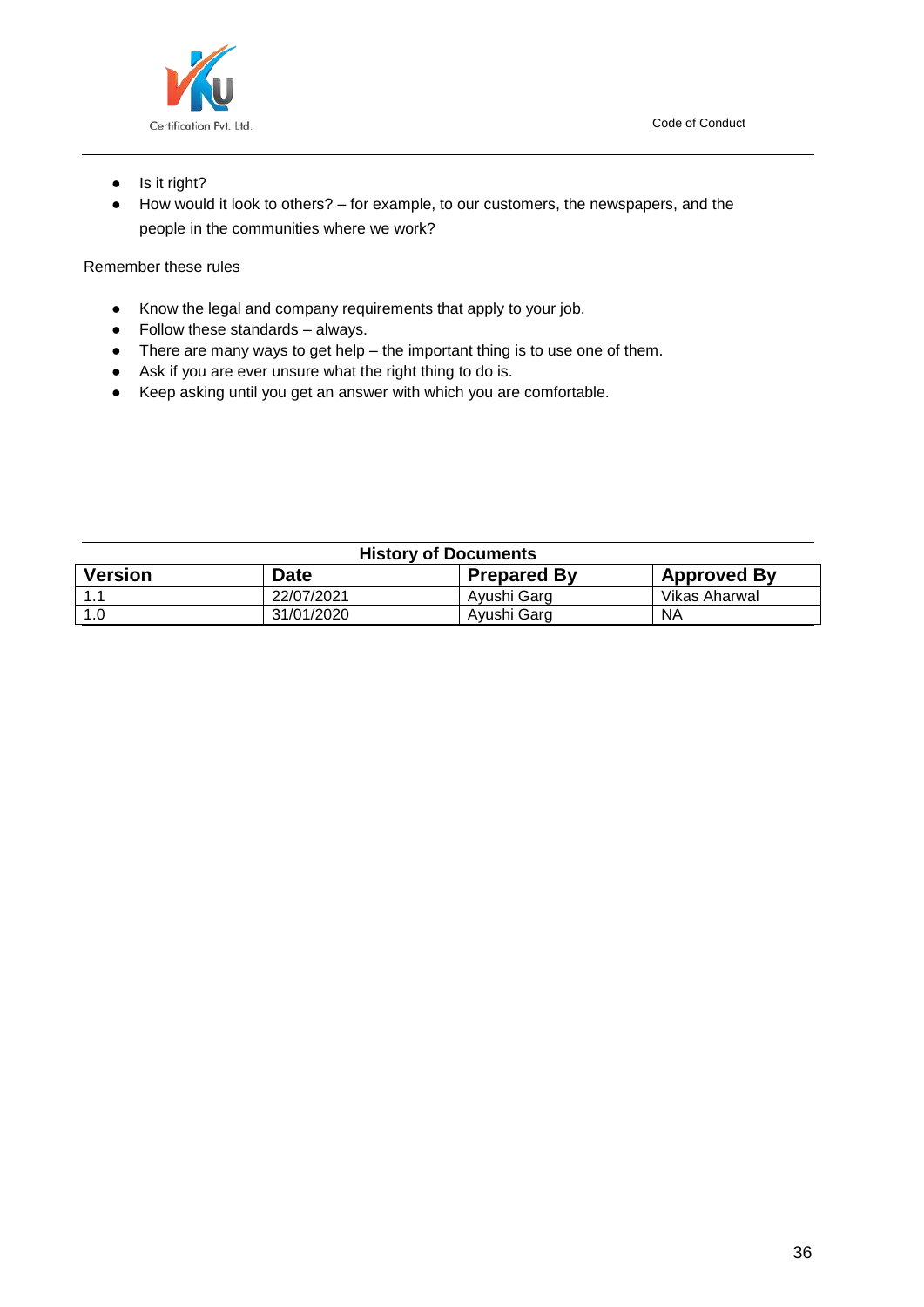- Is it right?
- How would it look to others? – for example, to our customers, the newspapers, and the people in the communities where we work?

Remember these rules

- Know the legal and company requirements that apply to your job.
- Follow these standards – always.
- There are many ways to get help – the important thing is to use one of them.
- Ask if you are ever unsure what the right thing to do is.
- Keep asking until you get an answer with which you are comfortable.

**History of Documents**

| Version | Date | Prepared By | Approved By |
|---|---|---|---|
| 1.1 | 22/07/2021 | Ayushi Garg | Vikas Aharwal |
| 1.0 | 31/01/2020 | Ayushi Garg | NA |